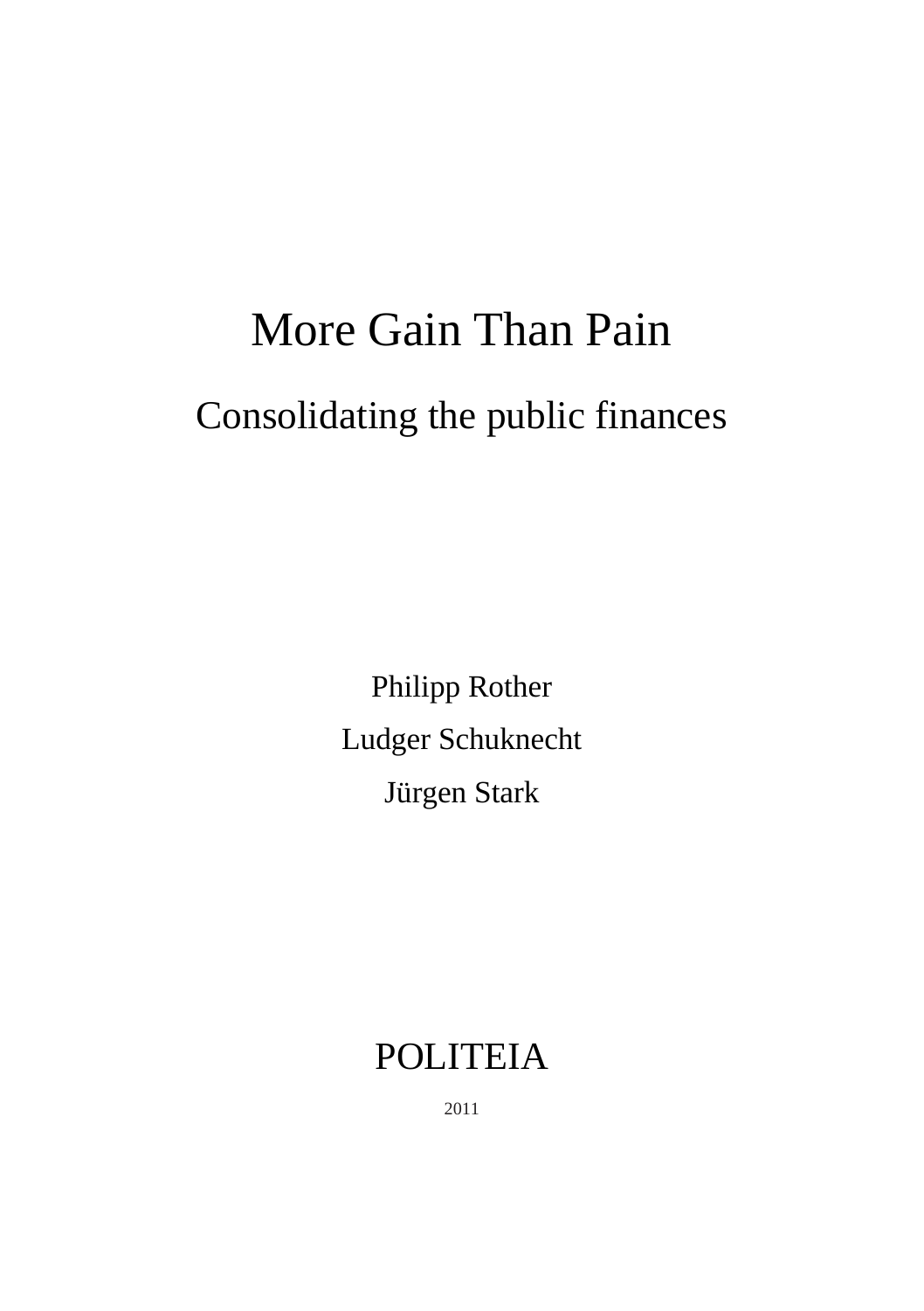# More Gain Than Pain

## Consolidating the public finances

Philipp Rother

Ludger Schuknecht

Jürgen Stark

POLITEIA

2011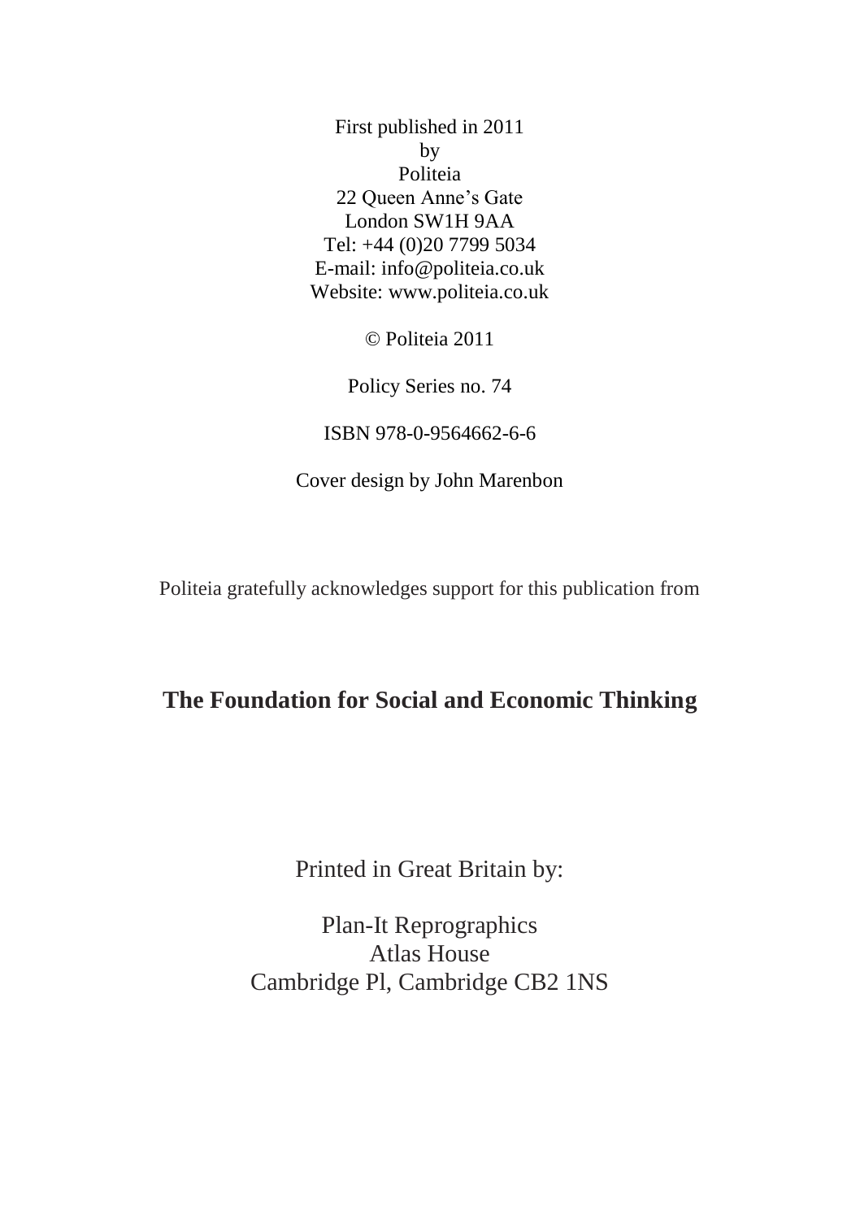First published in 2011
by
Politeia
22 Queen Anne's Gate
London SW1H 9AA
Tel: +44 (0)20 7799 5034
E-mail: info@politeia.co.uk
Website: www.politeia.co.uk

© Politeia 2011

Policy Series no. 74

ISBN 978-0-9564662-6-6

Cover design by John Marenbon

Politeia gratefully acknowledges support for this publication from

**The Foundation for Social and Economic Thinking**

Printed in Great Britain by:

Plan-It Reprographics
Atlas House
Cambridge Pl, Cambridge CB2 1NS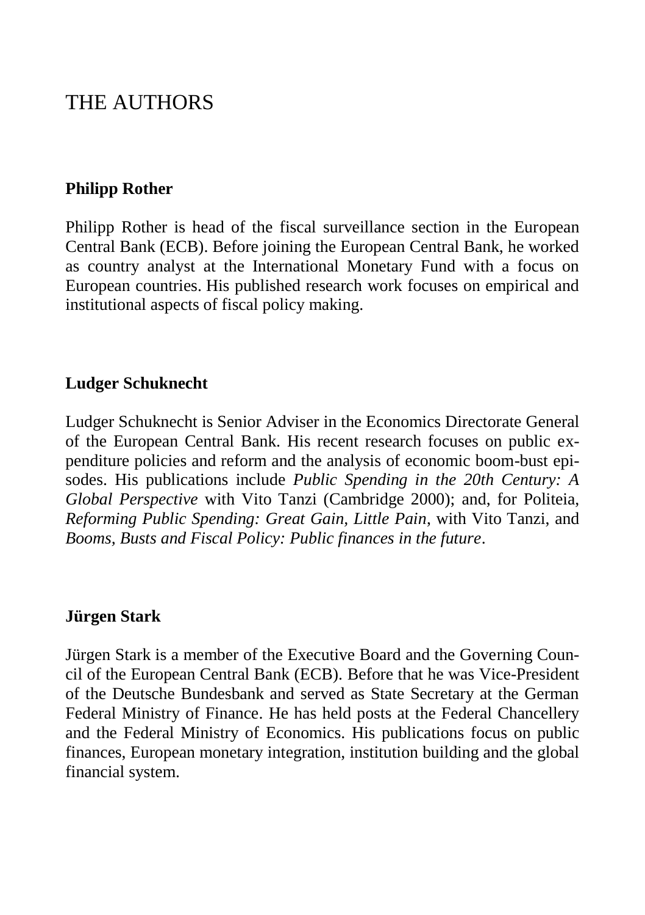# THE AUTHORS

**Philipp Rother**

Philipp Rother is head of the fiscal surveillance section in the European Central Bank (ECB). Before joining the European Central Bank, he worked as country analyst at the International Monetary Fund with a focus on European countries. His published research work focuses on empirical and institutional aspects of fiscal policy making.

**Ludger Schuknecht**

Ludger Schuknecht is Senior Adviser in the Economics Directorate General of the European Central Bank. His recent research focuses on public expenditure policies and reform and the analysis of economic boom-bust episodes. His publications include *Public Spending in the 20th Century: A Global Perspective* with Vito Tanzi (Cambridge 2000); and, for Politeia, *Reforming Public Spending: Great Gain, Little Pain*, with Vito Tanzi, and *Booms, Busts and Fiscal Policy: Public finances in the future*.

**Jürgen Stark**

Jürgen Stark is a member of the Executive Board and the Governing Council of the European Central Bank (ECB). Before that he was Vice-President of the Deutsche Bundesbank and served as State Secretary at the German Federal Ministry of Finance. He has held posts at the Federal Chancellery and the Federal Ministry of Economics. His publications focus on public finances, European monetary integration, institution building and the global financial system.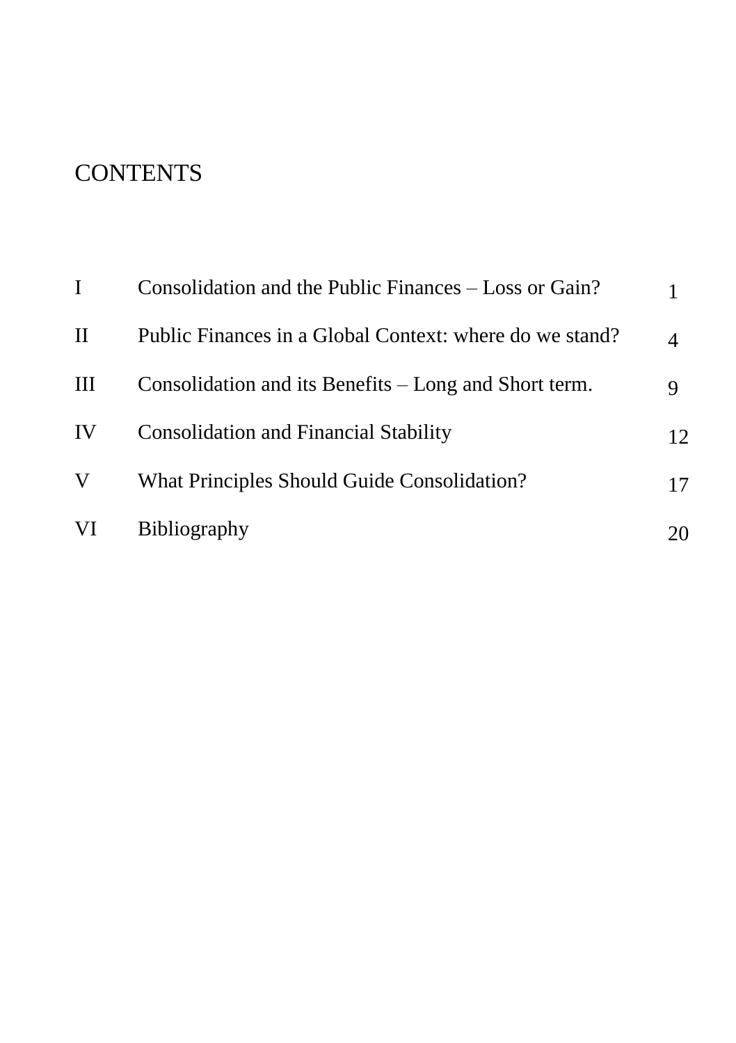# CONTENTS

| | | |
|---|---|---|
| I | Consolidation and the Public Finances – Loss or Gain? | 1 |
| II | Public Finances in a Global Context: where do we stand? | 4 |
| III | Consolidation and its Benefits – Long and Short term. | 9 |
| IV | Consolidation and Financial Stability | 12 |
| V | What Principles Should Guide Consolidation? | 17 |
| VI | Bibliography | 20 |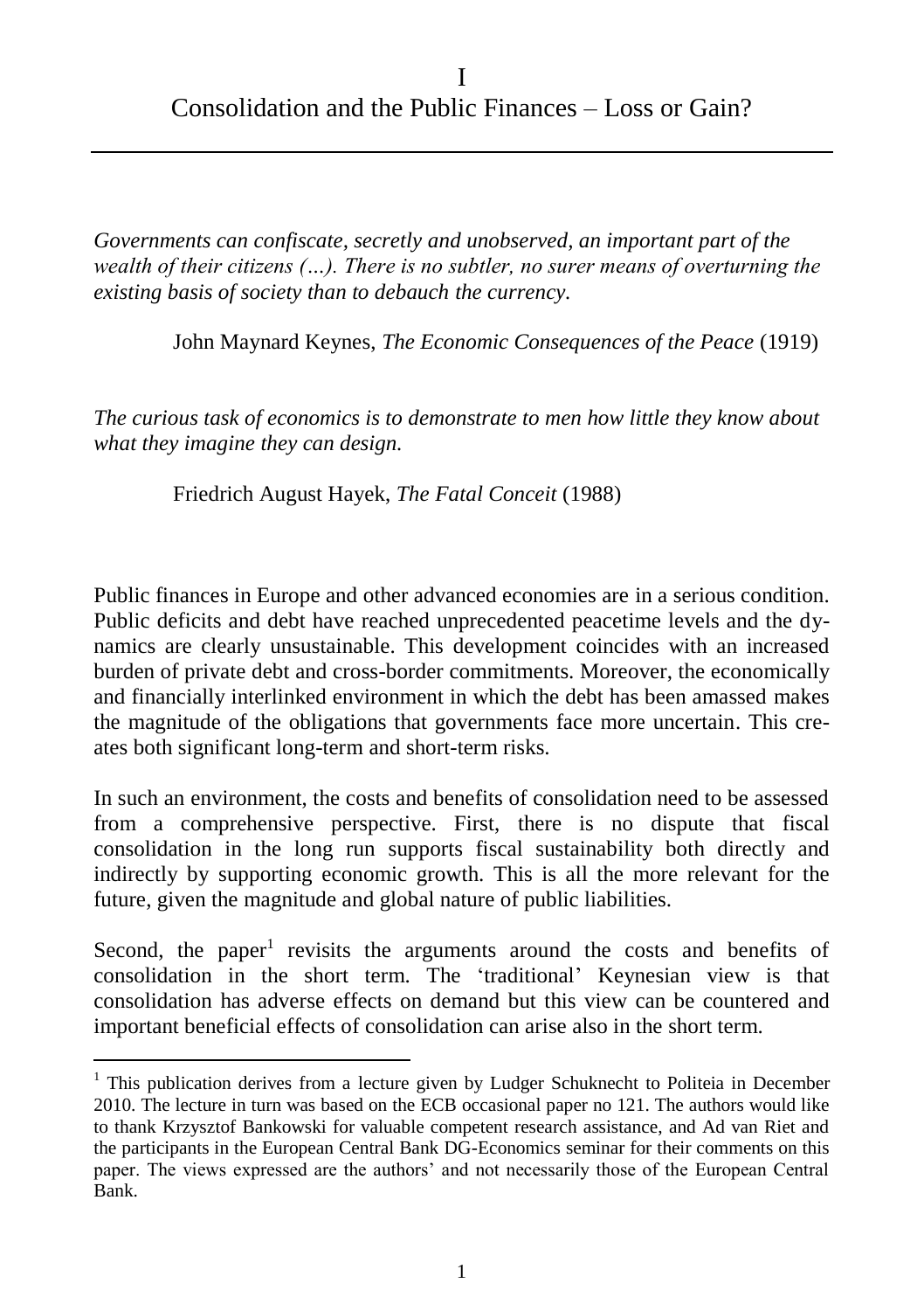# I
# Consolidation and the Public Finances – Loss or Gain?

*Governments can confiscate, secretly and unobserved, an important part of the wealth of their citizens (…). There is no subtler, no surer means of overturning the existing basis of society than to debauch the currency.*

John Maynard Keynes, *The Economic Consequences of the Peace* (1919)

*The curious task of economics is to demonstrate to men how little they know about what they imagine they can design.*

Friedrich August Hayek, *The Fatal Conceit* (1988)

Public finances in Europe and other advanced economies are in a serious condition. Public deficits and debt have reached unprecedented peacetime levels and the dynamics are clearly unsustainable. This development coincides with an increased burden of private debt and cross-border commitments. Moreover, the economically and financially interlinked environment in which the debt has been amassed makes the magnitude of the obligations that governments face more uncertain. This creates both significant long-term and short-term risks.

In such an environment, the costs and benefits of consolidation need to be assessed from a comprehensive perspective. First, there is no dispute that fiscal consolidation in the long run supports fiscal sustainability both directly and indirectly by supporting economic growth. This is all the more relevant for the future, given the magnitude and global nature of public liabilities.

Second, the paper[1] revisits the arguments around the costs and benefits of consolidation in the short term. The 'traditional' Keynesian view is that consolidation has adverse effects on demand but this view can be countered and important beneficial effects of consolidation can arise also in the short term.

[1] This publication derives from a lecture given by Ludger Schuknecht to Politeia in December 2010. The lecture in turn was based on the ECB occasional paper no 121. The authors would like to thank Krzysztof Bankowski for valuable competent research assistance, and Ad van Riet and the participants in the European Central Bank DG-Economics seminar for their comments on this paper. The views expressed are the authors' and not necessarily those of the European Central Bank.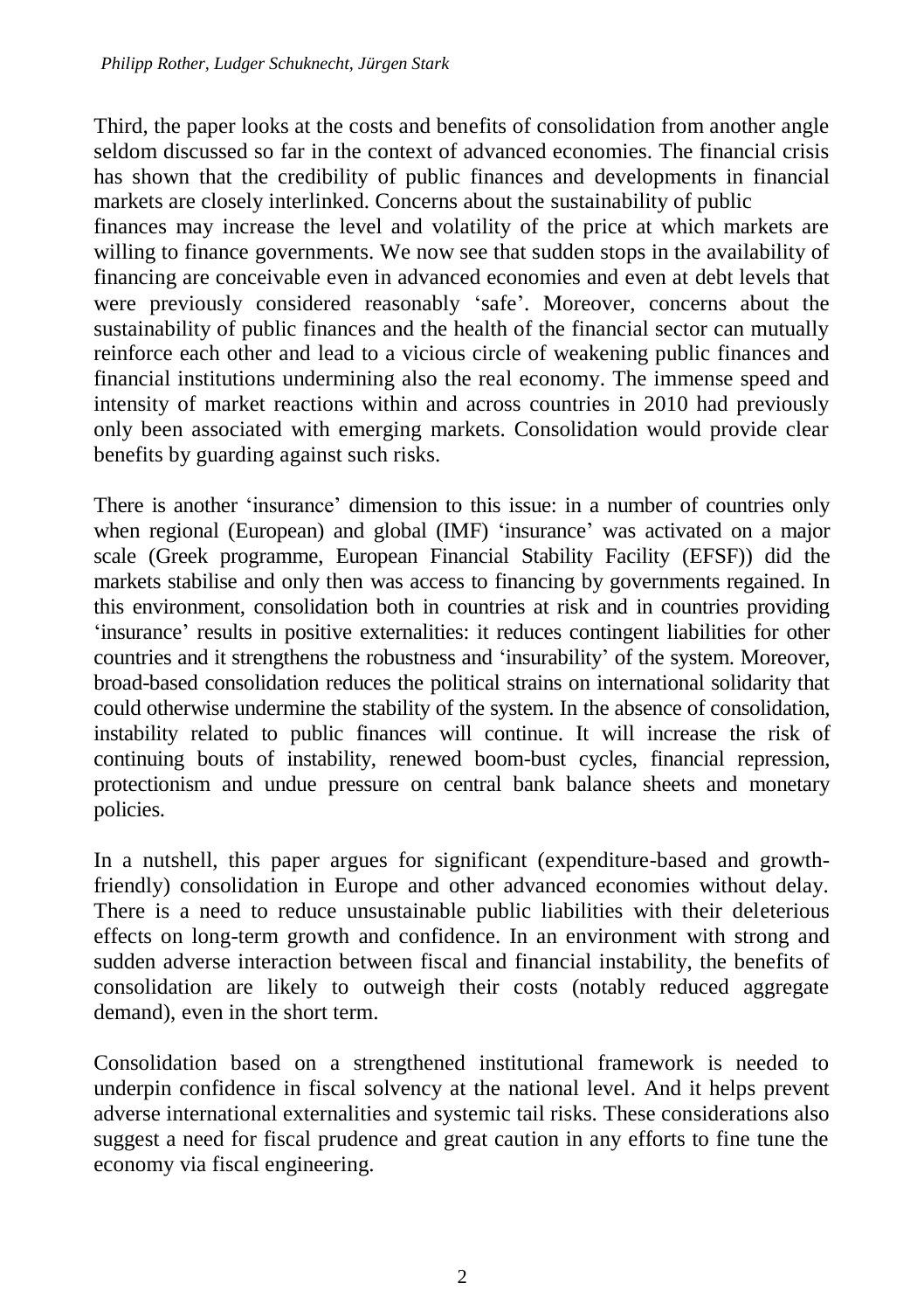Third, the paper looks at the costs and benefits of consolidation from another angle seldom discussed so far in the context of advanced economies. The financial crisis has shown that the credibility of public finances and developments in financial markets are closely interlinked. Concerns about the sustainability of public finances may increase the level and volatility of the price at which markets are willing to finance governments. We now see that sudden stops in the availability of financing are conceivable even in advanced economies and even at debt levels that were previously considered reasonably 'safe'. Moreover, concerns about the sustainability of public finances and the health of the financial sector can mutually reinforce each other and lead to a vicious circle of weakening public finances and financial institutions undermining also the real economy. The immense speed and intensity of market reactions within and across countries in 2010 had previously only been associated with emerging markets. Consolidation would provide clear benefits by guarding against such risks.

There is another 'insurance' dimension to this issue: in a number of countries only when regional (European) and global (IMF) 'insurance' was activated on a major scale (Greek programme, European Financial Stability Facility (EFSF)) did the markets stabilise and only then was access to financing by governments regained. In this environment, consolidation both in countries at risk and in countries providing 'insurance' results in positive externalities: it reduces contingent liabilities for other countries and it strengthens the robustness and 'insurability' of the system. Moreover, broad-based consolidation reduces the political strains on international solidarity that could otherwise undermine the stability of the system. In the absence of consolidation, instability related to public finances will continue. It will increase the risk of continuing bouts of instability, renewed boom-bust cycles, financial repression, protectionism and undue pressure on central bank balance sheets and monetary policies.

In a nutshell, this paper argues for significant (expenditure-based and growth-friendly) consolidation in Europe and other advanced economies without delay. There is a need to reduce unsustainable public liabilities with their deleterious effects on long-term growth and confidence. In an environment with strong and sudden adverse interaction between fiscal and financial instability, the benefits of consolidation are likely to outweigh their costs (notably reduced aggregate demand), even in the short term.

Consolidation based on a strengthened institutional framework is needed to underpin confidence in fiscal solvency at the national level. And it helps prevent adverse international externalities and systemic tail risks. These considerations also suggest a need for fiscal prudence and great caution in any efforts to fine tune the economy via fiscal engineering.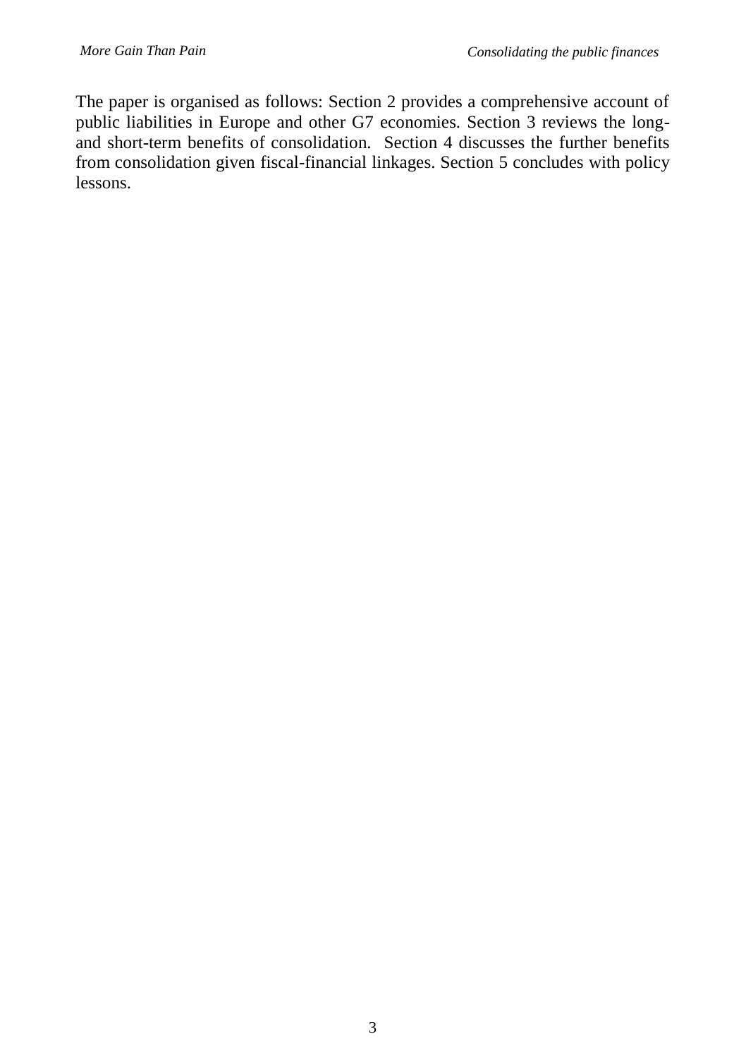The paper is organised as follows: Section 2 provides a comprehensive account of public liabilities in Europe and other G7 economies. Section 3 reviews the long- and short-term benefits of consolidation. Section 4 discusses the further benefits from consolidation given fiscal-financial linkages. Section 5 concludes with policy lessons.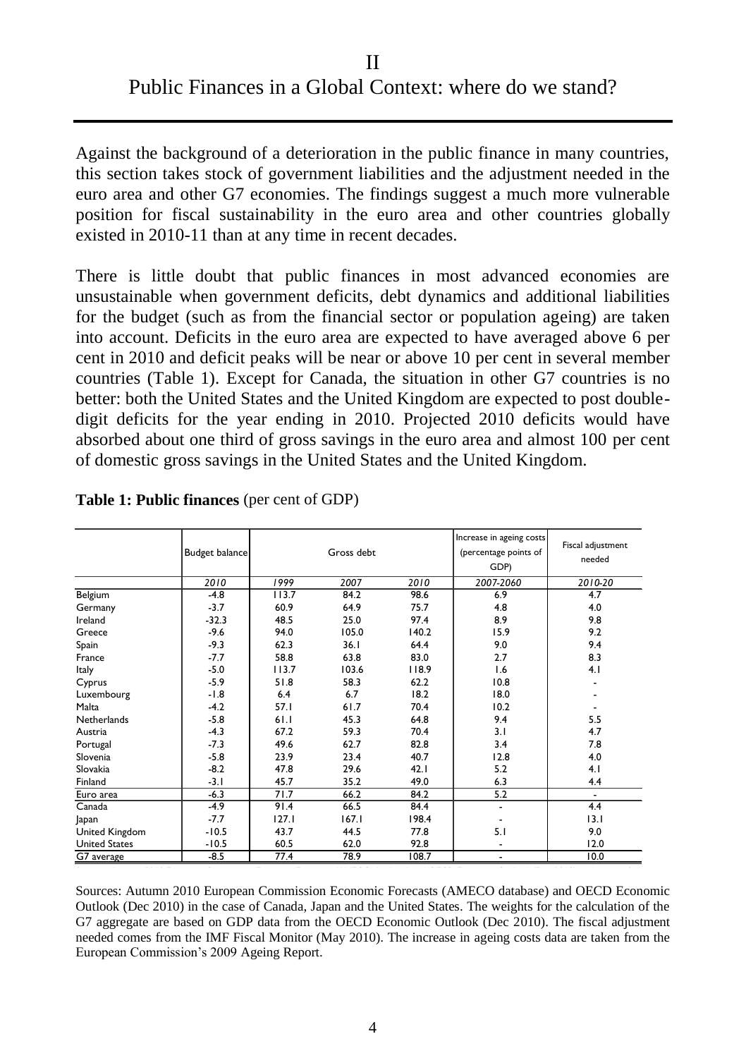# II
# Public Finances in a Global Context: where do we stand?

Against the background of a deterioration in the public finance in many countries, this section takes stock of government liabilities and the adjustment needed in the euro area and other G7 economies. The findings suggest a much more vulnerable position for fiscal sustainability in the euro area and other countries globally existed in 2010-11 than at any time in recent decades.

There is little doubt that public finances in most advanced economies are unsustainable when government deficits, debt dynamics and additional liabilities for the budget (such as from the financial sector or population ageing) are taken into account. Deficits in the euro area are expected to have averaged above 6 per cent in 2010 and deficit peaks will be near or above 10 per cent in several member countries (Table 1). Except for Canada, the situation in other G7 countries is no better: both the United States and the United Kingdom are expected to post double-digit deficits for the year ending in 2010. Projected 2010 deficits would have absorbed about one third of gross savings in the euro area and almost 100 per cent of domestic gross savings in the United States and the United Kingdom.

**Table 1: Public finances** (per cent of GDP)

| | Budget balance | Gross debt | | | Increase in ageing costs (percentage points of GDP) | Fiscal adjustment needed |
|---|---|---|---|---|---|---|
| | *2010* | *1999* | *2007* | *2010* | *2007-2060* | *2010-20* |
| Belgium | -4.8 | 113.7 | 84.2 | 98.6 | 6.9 | 4.7 |
| Germany | -3.7 | 60.9 | 64.9 | 75.7 | 4.8 | 4.0 |
| Ireland | -32.3 | 48.5 | 25.0 | 97.4 | 8.9 | 9.8 |
| Greece | -9.6 | 94.0 | 105.0 | 140.2 | 15.9 | 9.2 |
| Spain | -9.3 | 62.3 | 36.1 | 64.4 | 9.0 | 9.4 |
| France | -7.7 | 58.8 | 63.8 | 83.0 | 2.7 | 8.3 |
| Italy | -5.0 | 113.7 | 103.6 | 118.9 | 1.6 | 4.1 |
| Cyprus | -5.9 | 51.8 | 58.3 | 62.2 | 10.8 | - |
| Luxembourg | -1.8 | 6.4 | 6.7 | 18.2 | 18.0 | - |
| Malta | -4.2 | 57.1 | 61.7 | 70.4 | 10.2 | - |
| Netherlands | -5.8 | 61.1 | 45.3 | 64.8 | 9.4 | 5.5 |
| Austria | -4.3 | 67.2 | 59.3 | 70.4 | 3.1 | 4.7 |
| Portugal | -7.3 | 49.6 | 62.7 | 82.8 | 3.4 | 7.8 |
| Slovenia | -5.8 | 23.9 | 23.4 | 40.7 | 12.8 | 4.0 |
| Slovakia | -8.2 | 47.8 | 29.6 | 42.1 | 5.2 | 4.1 |
| Finland | -3.1 | 45.7 | 35.2 | 49.0 | 6.3 | 4.4 |
| Euro area | -6.3 | 71.7 | 66.2 | 84.2 | 5.2 | - |
| Canada | -4.9 | 91.4 | 66.5 | 84.4 | - | 4.4 |
| Japan | -7.7 | 127.1 | 167.1 | 198.4 | - | 13.1 |
| United Kingdom | -10.5 | 43.7 | 44.5 | 77.8 | 5.1 | 9.0 |
| United States | -10.5 | 60.5 | 62.0 | 92.8 | - | 12.0 |
| G7 average | -8.5 | 77.4 | 78.9 | 108.7 | - | 10.0 |

Sources: Autumn 2010 European Commission Economic Forecasts (AMECO database) and OECD Economic Outlook (Dec 2010) in the case of Canada, Japan and the United States. The weights for the calculation of the G7 aggregate are based on GDP data from the OECD Economic Outlook (Dec 2010). The fiscal adjustment needed comes from the IMF Fiscal Monitor (May 2010). The increase in ageing costs data are taken from the European Commission's 2009 Ageing Report.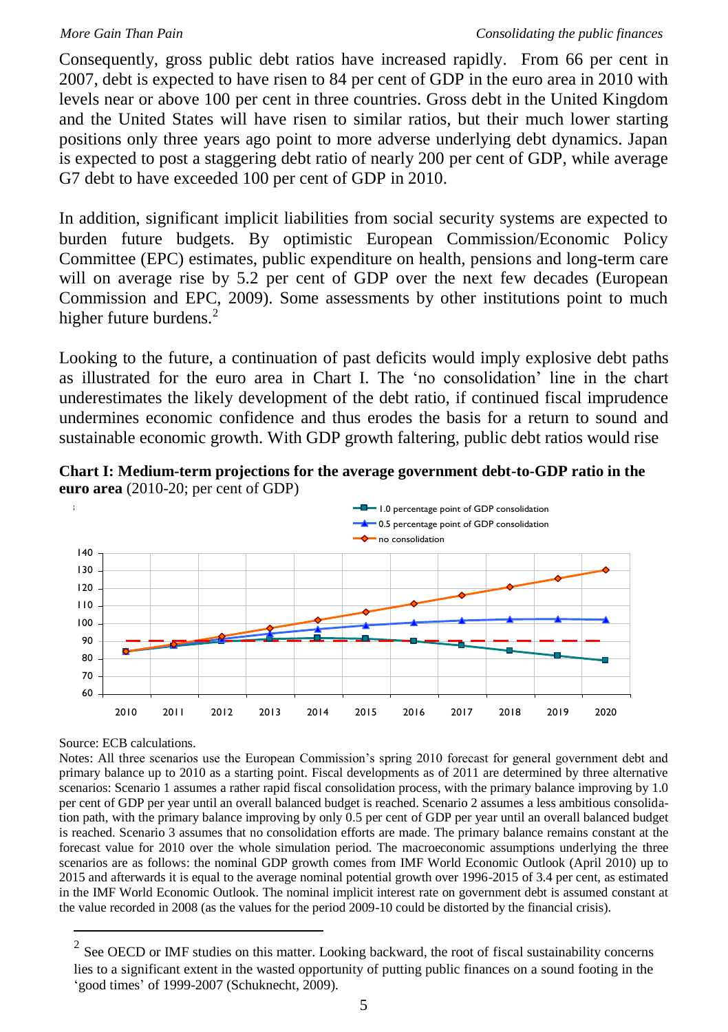Consequently, gross public debt ratios have increased rapidly. From 66 per cent in 2007, debt is expected to have risen to 84 per cent of GDP in the euro area in 2010 with levels near or above 100 per cent in three countries. Gross debt in the United Kingdom and the United States will have risen to similar ratios, but their much lower starting positions only three years ago point to more adverse underlying debt dynamics. Japan is expected to post a staggering debt ratio of nearly 200 per cent of GDP, while average G7 debt to have exceeded 100 per cent of GDP in 2010.

In addition, significant implicit liabilities from social security systems are expected to burden future budgets. By optimistic European Commission/Economic Policy Committee (EPC) estimates, public expenditure on health, pensions and long-term care will on average rise by 5.2 per cent of GDP over the next few decades (European Commission and EPC, 2009). Some assessments by other institutions point to much higher future burdens.[2]

Looking to the future, a continuation of past deficits would imply explosive debt paths as illustrated for the euro area in Chart I. The 'no consolidation' line in the chart underestimates the likely development of the debt ratio, if continued fiscal imprudence undermines economic confidence and thus erodes the basis for a return to sound and sustainable economic growth. With GDP growth faltering, public debt ratios would rise

**Chart I: Medium-term projections for the average government debt-to-GDP ratio in the euro area** (2010-20; per cent of GDP)

Source: ECB calculations.

Notes: All three scenarios use the European Commission's spring 2010 forecast for general government debt and primary balance up to 2010 as a starting point. Fiscal developments as of 2011 are determined by three alternative scenarios: Scenario 1 assumes a rather rapid fiscal consolidation process, with the primary balance improving by 1.0 per cent of GDP per year until an overall balanced budget is reached. Scenario 2 assumes a less ambitious consolidation path, with the primary balance improving by only 0.5 per cent of GDP per year until an overall balanced budget is reached. Scenario 3 assumes that no consolidation efforts are made. The primary balance remains constant at the forecast value for 2010 over the whole simulation period. The macroeconomic assumptions underlying the three scenarios are as follows: the nominal GDP growth comes from IMF World Economic Outlook (April 2010) up to 2015 and afterwards it is equal to the average nominal potential growth over 1996-2015 of 3.4 per cent, as estimated in the IMF World Economic Outlook. The nominal implicit interest rate on government debt is assumed constant at the value recorded in 2008 (as the values for the period 2009-10 could be distorted by the financial crisis).

[2] See OECD or IMF studies on this matter. Looking backward, the root of fiscal sustainability concerns lies to a significant extent in the wasted opportunity of putting public finances on a sound footing in the 'good times' of 1999-2007 (Schuknecht, 2009).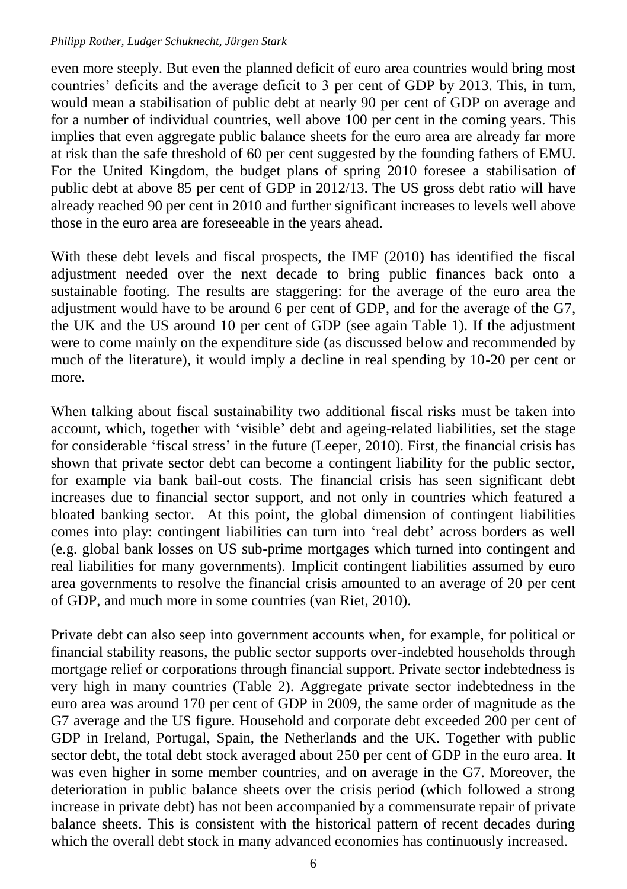even more steeply. But even the planned deficit of euro area countries would bring most countries' deficits and the average deficit to 3 per cent of GDP by 2013. This, in turn, would mean a stabilisation of public debt at nearly 90 per cent of GDP on average and for a number of individual countries, well above 100 per cent in the coming years. This implies that even aggregate public balance sheets for the euro area are already far more at risk than the safe threshold of 60 per cent suggested by the founding fathers of EMU. For the United Kingdom, the budget plans of spring 2010 foresee a stabilisation of public debt at above 85 per cent of GDP in 2012/13. The US gross debt ratio will have already reached 90 per cent in 2010 and further significant increases to levels well above those in the euro area are foreseeable in the years ahead.

With these debt levels and fiscal prospects, the IMF (2010) has identified the fiscal adjustment needed over the next decade to bring public finances back onto a sustainable footing. The results are staggering: for the average of the euro area the adjustment would have to be around 6 per cent of GDP, and for the average of the G7, the UK and the US around 10 per cent of GDP (see again Table 1). If the adjustment were to come mainly on the expenditure side (as discussed below and recommended by much of the literature), it would imply a decline in real spending by 10-20 per cent or more.

When talking about fiscal sustainability two additional fiscal risks must be taken into account, which, together with 'visible' debt and ageing-related liabilities, set the stage for considerable 'fiscal stress' in the future (Leeper, 2010). First, the financial crisis has shown that private sector debt can become a contingent liability for the public sector, for example via bank bail-out costs. The financial crisis has seen significant debt increases due to financial sector support, and not only in countries which featured a bloated banking sector. At this point, the global dimension of contingent liabilities comes into play: contingent liabilities can turn into 'real debt' across borders as well (e.g. global bank losses on US sub-prime mortgages which turned into contingent and real liabilities for many governments). Implicit contingent liabilities assumed by euro area governments to resolve the financial crisis amounted to an average of 20 per cent of GDP, and much more in some countries (van Riet, 2010).

Private debt can also seep into government accounts when, for example, for political or financial stability reasons, the public sector supports over-indebted households through mortgage relief or corporations through financial support. Private sector indebtedness is very high in many countries (Table 2). Aggregate private sector indebtedness in the euro area was around 170 per cent of GDP in 2009, the same order of magnitude as the G7 average and the US figure. Household and corporate debt exceeded 200 per cent of GDP in Ireland, Portugal, Spain, the Netherlands and the UK. Together with public sector debt, the total debt stock averaged about 250 per cent of GDP in the euro area. It was even higher in some member countries, and on average in the G7. Moreover, the deterioration in public balance sheets over the crisis period (which followed a strong increase in private debt) has not been accompanied by a commensurate repair of private balance sheets. This is consistent with the historical pattern of recent decades during which the overall debt stock in many advanced economies has continuously increased.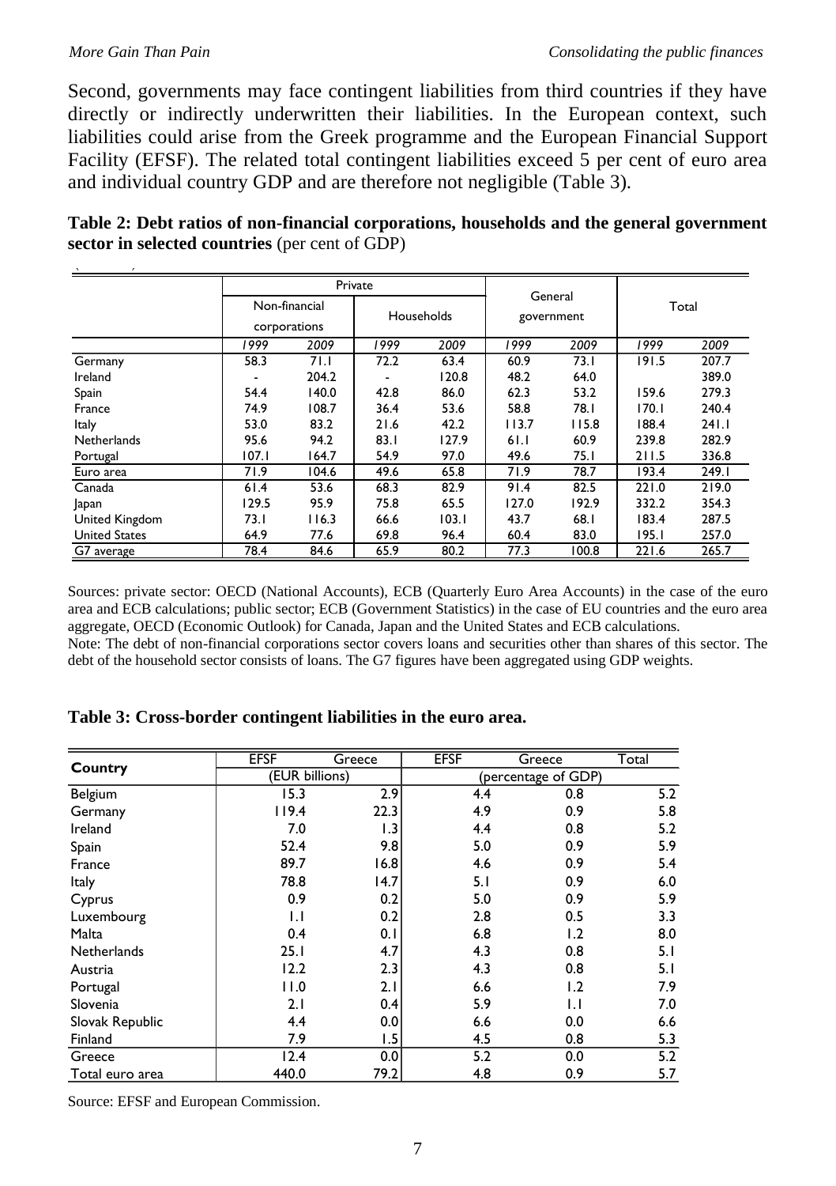Second, governments may face contingent liabilities from third countries if they have directly or indirectly underwritten their liabilities. In the European context, such liabilities could arise from the Greek programme and the European Financial Support Facility (EFSF). The related total contingent liabilities exceed 5 per cent of euro area and individual country GDP and are therefore not negligible (Table 3).

**Table 2: Debt ratios of non-financial corporations, households and the general government sector in selected countries** (per cent of GDP)

| | Private | | | | General government | | Total | |
|---|---|---|---|---|---|---|---|---|
| | Non-financial corporations | | Households | | | | | |
| | 1999 | 2009 | 1999 | 2009 | 1999 | 2009 | 1999 | 2009 |
| Germany | 58.3 | 71.1 | 72.2 | 63.4 | 60.9 | 73.1 | 191.5 | 207.7 |
| Ireland | - | 204.2 | - | 120.8 | 48.2 | 64.0 | | 389.0 |
| Spain | 54.4 | 140.0 | 42.8 | 86.0 | 62.3 | 53.2 | 159.6 | 279.3 |
| France | 74.9 | 108.7 | 36.4 | 53.6 | 58.8 | 78.1 | 170.1 | 240.4 |
| Italy | 53.0 | 83.2 | 21.6 | 42.2 | 113.7 | 115.8 | 188.4 | 241.1 |
| Netherlands | 95.6 | 94.2 | 83.1 | 127.9 | 61.1 | 60.9 | 239.8 | 282.9 |
| Portugal | 107.1 | 164.7 | 54.9 | 97.0 | 49.6 | 75.1 | 211.5 | 336.8 |
| Euro area | 71.9 | 104.6 | 49.6 | 65.8 | 71.9 | 78.7 | 193.4 | 249.1 |
| Canada | 61.4 | 53.6 | 68.3 | 82.9 | 91.4 | 82.5 | 221.0 | 219.0 |
| Japan | 129.5 | 95.9 | 75.8 | 65.5 | 127.0 | 192.9 | 332.2 | 354.3 |
| United Kingdom | 73.1 | 116.3 | 66.6 | 103.1 | 43.7 | 68.1 | 183.4 | 287.5 |
| United States | 64.9 | 77.6 | 69.8 | 96.4 | 60.4 | 83.0 | 195.1 | 257.0 |
| G7 average | 78.4 | 84.6 | 65.9 | 80.2 | 77.3 | 100.8 | 221.6 | 265.7 |

Sources: private sector: OECD (National Accounts), ECB (Quarterly Euro Area Accounts) in the case of the euro area and ECB calculations; public sector; ECB (Government Statistics) in the case of EU countries and the euro area aggregate, OECD (Economic Outlook) for Canada, Japan and the United States and ECB calculations.
Note: The debt of non-financial corporations sector covers loans and securities other than shares of this sector. The debt of the household sector consists of loans. The G7 figures have been aggregated using GDP weights.

**Table 3: Cross-border contingent liabilities in the euro area.**

| Country | EFSF | Greece | EFSF | Greece | Total |
|---|---|---|---|---|---|
| | (EUR billions) | | (percentage of GDP) | | |
| Belgium | 15.3 | 2.9 | 4.4 | 0.8 | 5.2 |
| Germany | 119.4 | 22.3 | 4.9 | 0.9 | 5.8 |
| Ireland | 7.0 | 1.3 | 4.4 | 0.8 | 5.2 |
| Spain | 52.4 | 9.8 | 5.0 | 0.9 | 5.9 |
| France | 89.7 | 16.8 | 4.6 | 0.9 | 5.4 |
| Italy | 78.8 | 14.7 | 5.1 | 0.9 | 6.0 |
| Cyprus | 0.9 | 0.2 | 5.0 | 0.9 | 5.9 |
| Luxembourg | 1.1 | 0.2 | 2.8 | 0.5 | 3.3 |
| Malta | 0.4 | 0.1 | 6.8 | 1.2 | 8.0 |
| Netherlands | 25.1 | 4.7 | 4.3 | 0.8 | 5.1 |
| Austria | 12.2 | 2.3 | 4.3 | 0.8 | 5.1 |
| Portugal | 11.0 | 2.1 | 6.6 | 1.2 | 7.9 |
| Slovenia | 2.1 | 0.4 | 5.9 | 1.1 | 7.0 |
| Slovak Republic | 4.4 | 0.0 | 6.6 | 0.0 | 6.6 |
| Finland | 7.9 | 1.5 | 4.5 | 0.8 | 5.3 |
| Greece | 12.4 | 0.0 | 5.2 | 0.0 | 5.2 |
| Total euro area | 440.0 | 79.2 | 4.8 | 0.9 | 5.7 |

Source: EFSF and European Commission.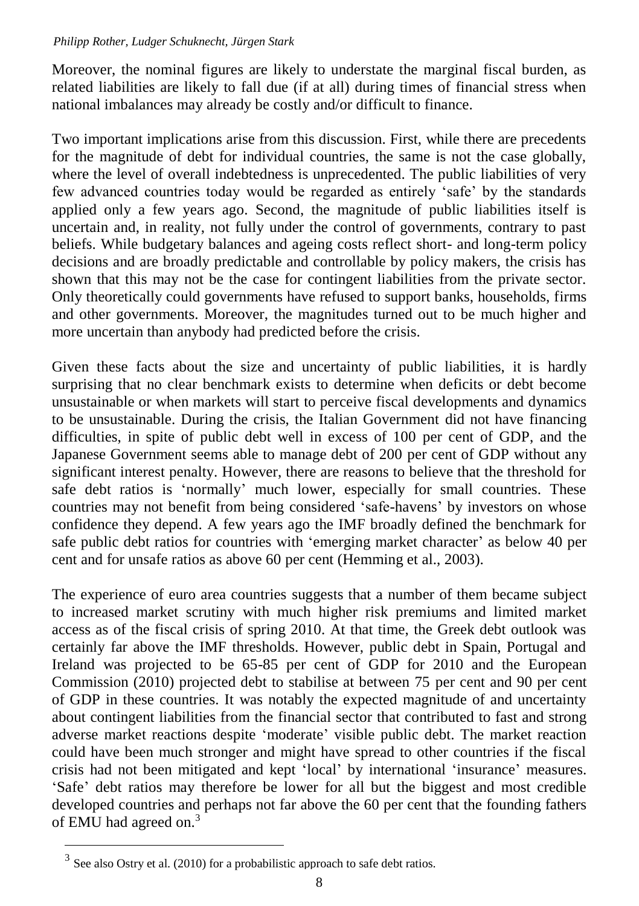Moreover, the nominal figures are likely to understate the marginal fiscal burden, as related liabilities are likely to fall due (if at all) during times of financial stress when national imbalances may already be costly and/or difficult to finance.

Two important implications arise from this discussion. First, while there are precedents for the magnitude of debt for individual countries, the same is not the case globally, where the level of overall indebtedness is unprecedented. The public liabilities of very few advanced countries today would be regarded as entirely 'safe' by the standards applied only a few years ago. Second, the magnitude of public liabilities itself is uncertain and, in reality, not fully under the control of governments, contrary to past beliefs. While budgetary balances and ageing costs reflect short- and long-term policy decisions and are broadly predictable and controllable by policy makers, the crisis has shown that this may not be the case for contingent liabilities from the private sector. Only theoretically could governments have refused to support banks, households, firms and other governments. Moreover, the magnitudes turned out to be much higher and more uncertain than anybody had predicted before the crisis.

Given these facts about the size and uncertainty of public liabilities, it is hardly surprising that no clear benchmark exists to determine when deficits or debt become unsustainable or when markets will start to perceive fiscal developments and dynamics to be unsustainable. During the crisis, the Italian Government did not have financing difficulties, in spite of public debt well in excess of 100 per cent of GDP, and the Japanese Government seems able to manage debt of 200 per cent of GDP without any significant interest penalty. However, there are reasons to believe that the threshold for safe debt ratios is 'normally' much lower, especially for small countries. These countries may not benefit from being considered 'safe-havens' by investors on whose confidence they depend. A few years ago the IMF broadly defined the benchmark for safe public debt ratios for countries with 'emerging market character' as below 40 per cent and for unsafe ratios as above 60 per cent (Hemming et al., 2003).

The experience of euro area countries suggests that a number of them became subject to increased market scrutiny with much higher risk premiums and limited market access as of the fiscal crisis of spring 2010. At that time, the Greek debt outlook was certainly far above the IMF thresholds. However, public debt in Spain, Portugal and Ireland was projected to be 65-85 per cent of GDP for 2010 and the European Commission (2010) projected debt to stabilise at between 75 per cent and 90 per cent of GDP in these countries. It was notably the expected magnitude of and uncertainty about contingent liabilities from the financial sector that contributed to fast and strong adverse market reactions despite 'moderate' visible public debt. The market reaction could have been much stronger and might have spread to other countries if the fiscal crisis had not been mitigated and kept 'local' by international 'insurance' measures. 'Safe' debt ratios may therefore be lower for all but the biggest and most credible developed countries and perhaps not far above the 60 per cent that the founding fathers of EMU had agreed on.[3]

---

[3] See also Ostry et al. (2010) for a probabilistic approach to safe debt ratios.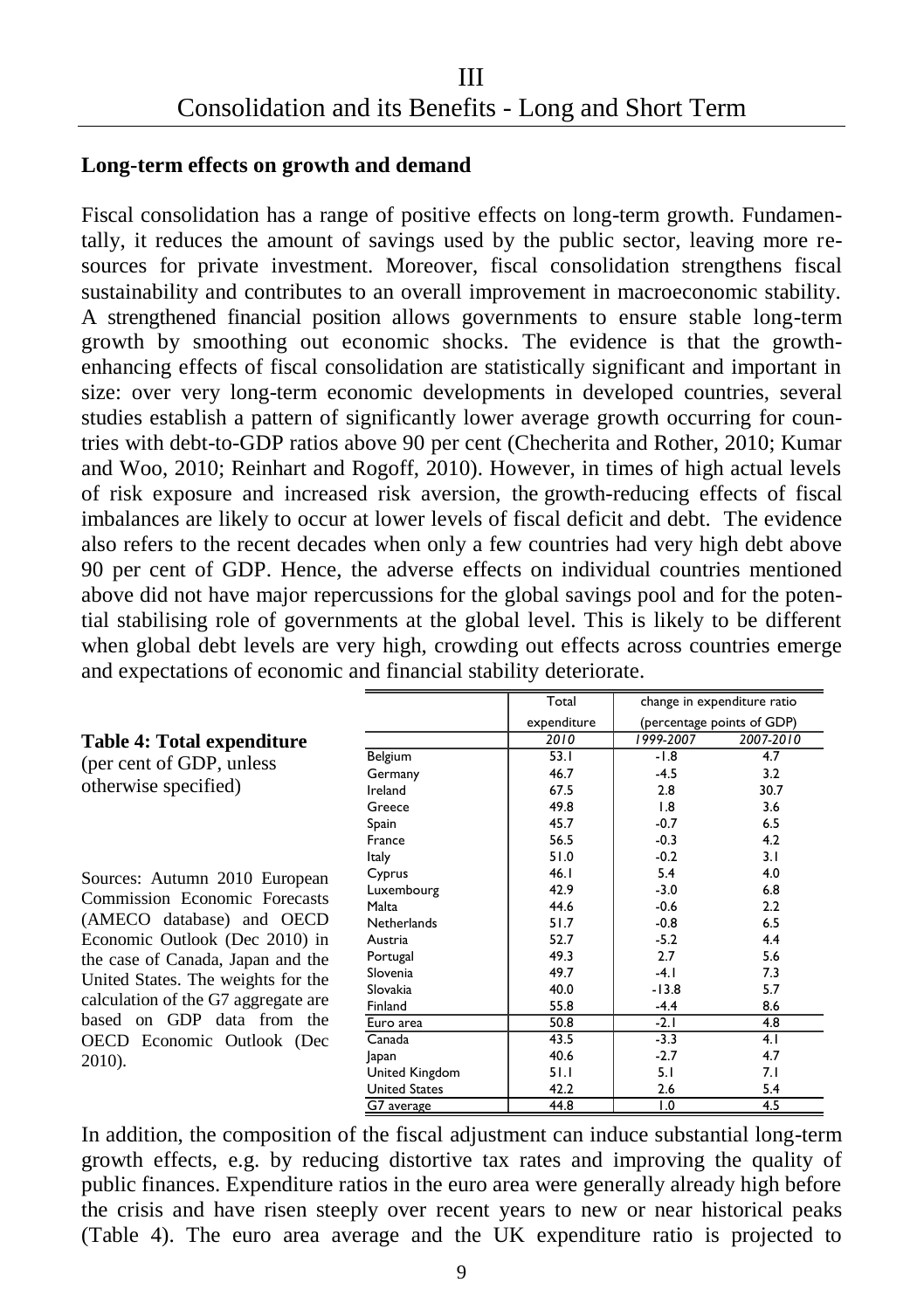# III
# Consolidation and its Benefits - Long and Short Term

**Long-term effects on growth and demand**

Fiscal consolidation has a range of positive effects on long-term growth. Fundamentally, it reduces the amount of savings used by the public sector, leaving more resources for private investment. Moreover, fiscal consolidation strengthens fiscal sustainability and contributes to an overall improvement in macroeconomic stability. A strengthened financial position allows governments to ensure stable long-term growth by smoothing out economic shocks. The evidence is that the growth-enhancing effects of fiscal consolidation are statistically significant and important in size: over very long-term economic developments in developed countries, several studies establish a pattern of significantly lower average growth occurring for countries with debt-to-GDP ratios above 90 per cent (Checherita and Rother, 2010; Kumar and Woo, 2010; Reinhart and Rogoff, 2010). However, in times of high actual levels of risk exposure and increased risk aversion, the growth-reducing effects of fiscal imbalances are likely to occur at lower levels of fiscal deficit and debt. The evidence also refers to the recent decades when only a few countries had very high debt above 90 per cent of GDP. Hence, the adverse effects on individual countries mentioned above did not have major repercussions for the global savings pool and for the potential stabilising role of governments at the global level. This is likely to be different when global debt levels are very high, crowding out effects across countries emerge and expectations of economic and financial stability deteriorate.

**Table 4: Total expenditure**
(per cent of GDP, unless otherwise specified)

| | Total expenditure | change in expenditure ratio (percentage points of GDP) | |
|---|---|---|---|
| | *2010* | *1999-2007* | *2007-2010* |
| Belgium | 53.1 | -1.8 | 4.7 |
| Germany | 46.7 | -4.5 | 3.2 |
| Ireland | 67.5 | 2.8 | 30.7 |
| Greece | 49.8 | 1.8 | 3.6 |
| Spain | 45.7 | -0.7 | 6.5 |
| France | 56.5 | -0.3 | 4.2 |
| Italy | 51.0 | -0.2 | 3.1 |
| Cyprus | 46.1 | 5.4 | 4.0 |
| Luxembourg | 42.9 | -3.0 | 6.8 |
| Malta | 44.6 | -0.6 | 2.2 |
| Netherlands | 51.7 | -0.8 | 6.5 |
| Austria | 52.7 | -5.2 | 4.4 |
| Portugal | 49.3 | 2.7 | 5.6 |
| Slovenia | 49.7 | -4.1 | 7.3 |
| Slovakia | 40.0 | -13.8 | 5.7 |
| Finland | 55.8 | -4.4 | 8.6 |
| Euro area | 50.8 | -2.1 | 4.8 |
| Canada | 43.5 | -3.3 | 4.1 |
| Japan | 40.6 | -2.7 | 4.7 |
| United Kingdom | 51.1 | 5.1 | 7.1 |
| United States | 42.2 | 2.6 | 5.4 |
| G7 average | 44.8 | 1.0 | 4.5 |

Sources: Autumn 2010 European Commission Economic Forecasts (AMECO database) and OECD Economic Outlook (Dec 2010) in the case of Canada, Japan and the United States. The weights for the calculation of the G7 aggregate are based on GDP data from the OECD Economic Outlook (Dec 2010).

In addition, the composition of the fiscal adjustment can induce substantial long-term growth effects, e.g. by reducing distortive tax rates and improving the quality of public finances. Expenditure ratios in the euro area were generally already high before the crisis and have risen steeply over recent years to new or near historical peaks (Table 4). The euro area average and the UK expenditure ratio is projected to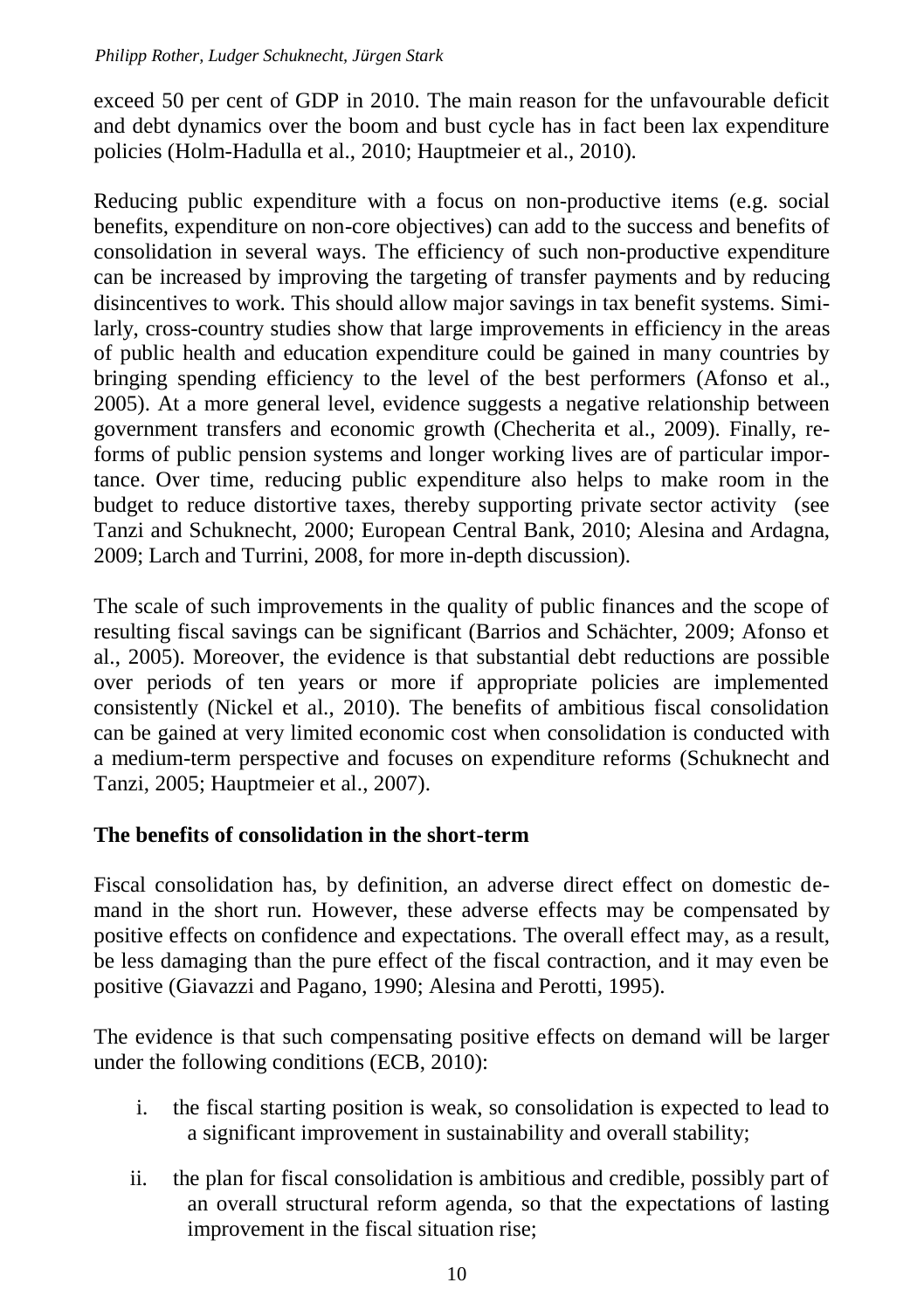exceed 50 per cent of GDP in 2010. The main reason for the unfavourable deficit and debt dynamics over the boom and bust cycle has in fact been lax expenditure policies (Holm-Hadulla et al., 2010; Hauptmeier et al., 2010).

Reducing public expenditure with a focus on non-productive items (e.g. social benefits, expenditure on non-core objectives) can add to the success and benefits of consolidation in several ways. The efficiency of such non-productive expenditure can be increased by improving the targeting of transfer payments and by reducing disincentives to work. This should allow major savings in tax benefit systems. Similarly, cross-country studies show that large improvements in efficiency in the areas of public health and education expenditure could be gained in many countries by bringing spending efficiency to the level of the best performers (Afonso et al., 2005). At a more general level, evidence suggests a negative relationship between government transfers and economic growth (Checherita et al., 2009). Finally, reforms of public pension systems and longer working lives are of particular importance. Over time, reducing public expenditure also helps to make room in the budget to reduce distortive taxes, thereby supporting private sector activity (see Tanzi and Schuknecht, 2000; European Central Bank, 2010; Alesina and Ardagna, 2009; Larch and Turrini, 2008, for more in-depth discussion).

The scale of such improvements in the quality of public finances and the scope of resulting fiscal savings can be significant (Barrios and Schächter, 2009; Afonso et al., 2005). Moreover, the evidence is that substantial debt reductions are possible over periods of ten years or more if appropriate policies are implemented consistently (Nickel et al., 2010). The benefits of ambitious fiscal consolidation can be gained at very limited economic cost when consolidation is conducted with a medium-term perspective and focuses on expenditure reforms (Schuknecht and Tanzi, 2005; Hauptmeier et al., 2007).

## The benefits of consolidation in the short-term

Fiscal consolidation has, by definition, an adverse direct effect on domestic demand in the short run. However, these adverse effects may be compensated by positive effects on confidence and expectations. The overall effect may, as a result, be less damaging than the pure effect of the fiscal contraction, and it may even be positive (Giavazzi and Pagano, 1990; Alesina and Perotti, 1995).

The evidence is that such compensating positive effects on demand will be larger under the following conditions (ECB, 2010):

i. the fiscal starting position is weak, so consolidation is expected to lead to a significant improvement in sustainability and overall stability;

ii. the plan for fiscal consolidation is ambitious and credible, possibly part of an overall structural reform agenda, so that the expectations of lasting improvement in the fiscal situation rise;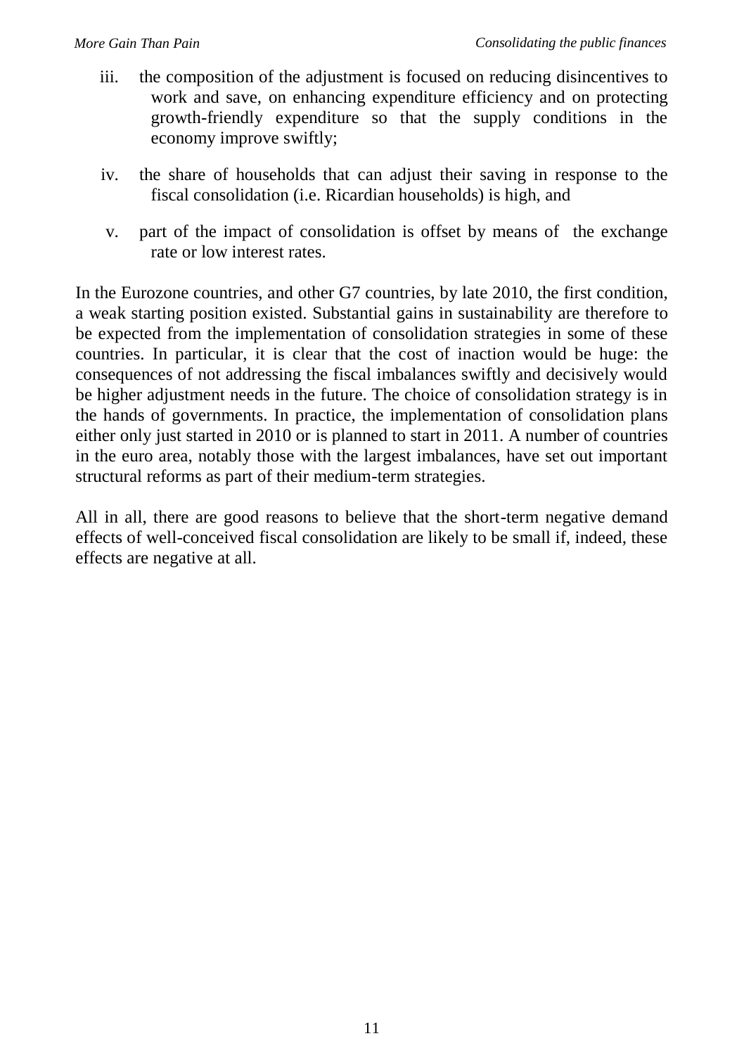iii. the composition of the adjustment is focused on reducing disincentives to work and save, on enhancing expenditure efficiency and on protecting growth-friendly expenditure so that the supply conditions in the economy improve swiftly;

iv. the share of households that can adjust their saving in response to the fiscal consolidation (i.e. Ricardian households) is high, and

v. part of the impact of consolidation is offset by means of the exchange rate or low interest rates.

In the Eurozone countries, and other G7 countries, by late 2010, the first condition, a weak starting position existed. Substantial gains in sustainability are therefore to be expected from the implementation of consolidation strategies in some of these countries. In particular, it is clear that the cost of inaction would be huge: the consequences of not addressing the fiscal imbalances swiftly and decisively would be higher adjustment needs in the future. The choice of consolidation strategy is in the hands of governments. In practice, the implementation of consolidation plans either only just started in 2010 or is planned to start in 2011. A number of countries in the euro area, notably those with the largest imbalances, have set out important structural reforms as part of their medium-term strategies.

All in all, there are good reasons to believe that the short-term negative demand effects of well-conceived fiscal consolidation are likely to be small if, indeed, these effects are negative at all.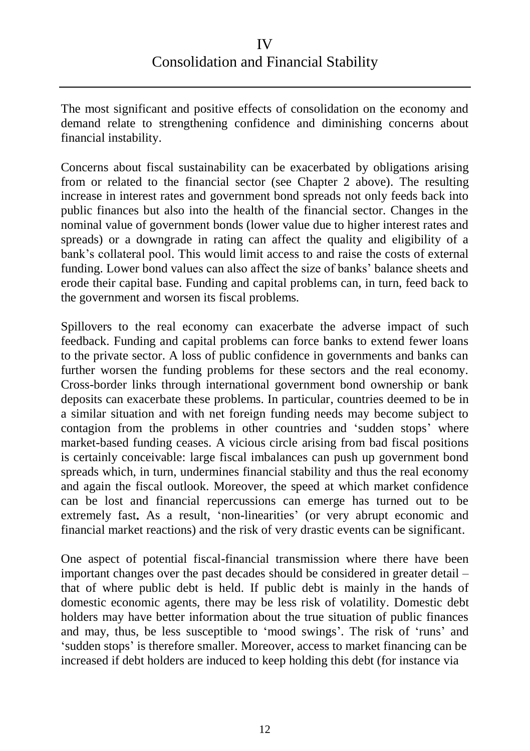# IV
# Consolidation and Financial Stability

The most significant and positive effects of consolidation on the economy and demand relate to strengthening confidence and diminishing concerns about financial instability.

Concerns about fiscal sustainability can be exacerbated by obligations arising from or related to the financial sector (see Chapter 2 above). The resulting increase in interest rates and government bond spreads not only feeds back into public finances but also into the health of the financial sector. Changes in the nominal value of government bonds (lower value due to higher interest rates and spreads) or a downgrade in rating can affect the quality and eligibility of a bank's collateral pool. This would limit access to and raise the costs of external funding. Lower bond values can also affect the size of banks' balance sheets and erode their capital base. Funding and capital problems can, in turn, feed back to the government and worsen its fiscal problems.

Spillovers to the real economy can exacerbate the adverse impact of such feedback. Funding and capital problems can force banks to extend fewer loans to the private sector. A loss of public confidence in governments and banks can further worsen the funding problems for these sectors and the real economy. Cross-border links through international government bond ownership or bank deposits can exacerbate these problems. In particular, countries deemed to be in a similar situation and with net foreign funding needs may become subject to contagion from the problems in other countries and 'sudden stops' where market-based funding ceases. A vicious circle arising from bad fiscal positions is certainly conceivable: large fiscal imbalances can push up government bond spreads which, in turn, undermines financial stability and thus the real economy and again the fiscal outlook. Moreover, the speed at which market confidence can be lost and financial repercussions can emerge has turned out to be extremely fast**.** As a result, 'non-linearities' (or very abrupt economic and financial market reactions) and the risk of very drastic events can be significant.

One aspect of potential fiscal-financial transmission where there have been important changes over the past decades should be considered in greater detail – that of where public debt is held. If public debt is mainly in the hands of domestic economic agents, there may be less risk of volatility. Domestic debt holders may have better information about the true situation of public finances and may, thus, be less susceptible to 'mood swings'. The risk of 'runs' and 'sudden stops' is therefore smaller. Moreover, access to market financing can be increased if debt holders are induced to keep holding this debt (for instance via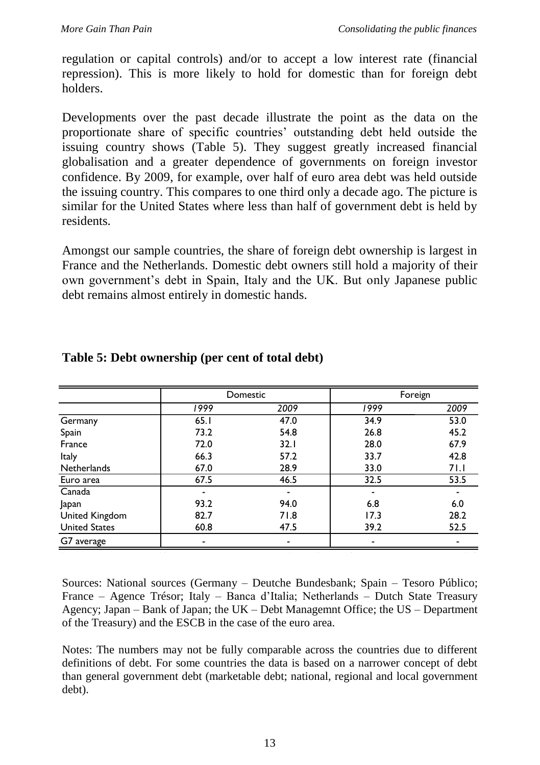regulation or capital controls) and/or to accept a low interest rate (financial repression). This is more likely to hold for domestic than for foreign debt holders.

Developments over the past decade illustrate the point as the data on the proportionate share of specific countries' outstanding debt held outside the issuing country shows (Table 5). They suggest greatly increased financial globalisation and a greater dependence of governments on foreign investor confidence. By 2009, for example, over half of euro area debt was held outside the issuing country. This compares to one third only a decade ago. The picture is similar for the United States where less than half of government debt is held by residents.

Amongst our sample countries, the share of foreign debt ownership is largest in France and the Netherlands. Domestic debt owners still hold a majority of their own government's debt in Spain, Italy and the UK. But only Japanese public debt remains almost entirely in domestic hands.

**Table 5: Debt ownership (per cent of total debt)**

| | Domestic | | Foreign | |
|---|---|---|---|---|
| | *1999* | *2009* | *1999* | *2009* |
| Germany | 65.1 | 47.0 | 34.9 | 53.0 |
| Spain | 73.2 | 54.8 | 26.8 | 45.2 |
| France | 72.0 | 32.1 | 28.0 | 67.9 |
| Italy | 66.3 | 57.2 | 33.7 | 42.8 |
| Netherlands | 67.0 | 28.9 | 33.0 | 71.1 |
| Euro area | 67.5 | 46.5 | 32.5 | 53.5 |
| Canada | - | - | - | - |
| Japan | 93.2 | 94.0 | 6.8 | 6.0 |
| United Kingdom | 82.7 | 71.8 | 17.3 | 28.2 |
| United States | 60.8 | 47.5 | 39.2 | 52.5 |
| G7 average | - | - | - | - |

Sources: National sources (Germany – Deutche Bundesbank; Spain – Tesoro Público; France – Agence Trésor; Italy – Banca d'Italia; Netherlands – Dutch State Treasury Agency; Japan – Bank of Japan; the UK – Debt Managemnt Office; the US – Department of the Treasury) and the ESCB in the case of the euro area.

Notes: The numbers may not be fully comparable across the countries due to different definitions of debt. For some countries the data is based on a narrower concept of debt than general government debt (marketable debt; national, regional and local government debt).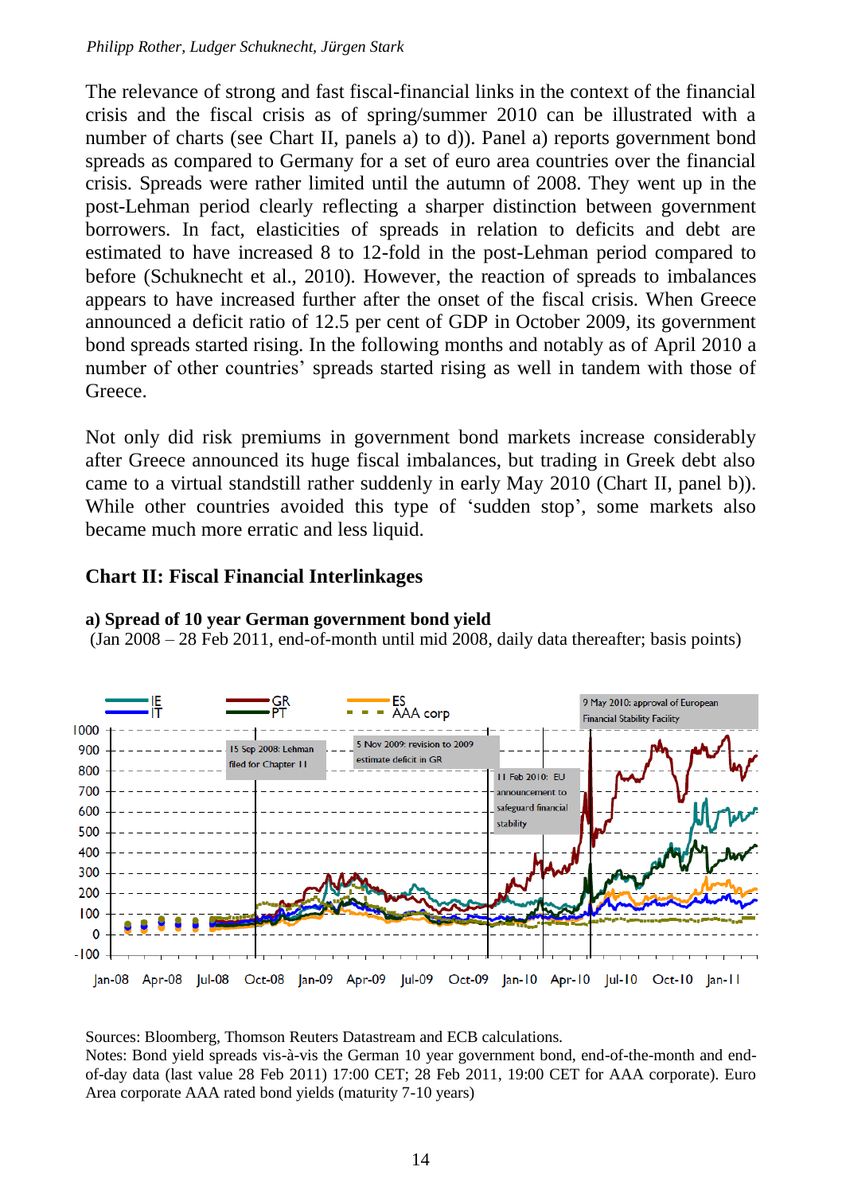The relevance of strong and fast fiscal-financial links in the context of the financial crisis and the fiscal crisis as of spring/summer 2010 can be illustrated with a number of charts (see Chart II, panels a) to d)). Panel a) reports government bond spreads as compared to Germany for a set of euro area countries over the financial crisis. Spreads were rather limited until the autumn of 2008. They went up in the post-Lehman period clearly reflecting a sharper distinction between government borrowers. In fact, elasticities of spreads in relation to deficits and debt are estimated to have increased 8 to 12-fold in the post-Lehman period compared to before (Schuknecht et al., 2010). However, the reaction of spreads to imbalances appears to have increased further after the onset of the fiscal crisis. When Greece announced a deficit ratio of 12.5 per cent of GDP in October 2009, its government bond spreads started rising. In the following months and notably as of April 2010 a number of other countries' spreads started rising as well in tandem with those of Greece.

Not only did risk premiums in government bond markets increase considerably after Greece announced its huge fiscal imbalances, but trading in Greek debt also came to a virtual standstill rather suddenly in early May 2010 (Chart II, panel b)). While other countries avoided this type of 'sudden stop', some markets also became much more erratic and less liquid.

## Chart II: Fiscal Financial Interlinkages

**a) Spread of 10 year German government bond yield**

(Jan 2008 – 28 Feb 2011, end-of-month until mid 2008, daily data thereafter; basis points)

Sources: Bloomberg, Thomson Reuters Datastream and ECB calculations.

Notes: Bond yield spreads vis-à-vis the German 10 year government bond, end-of-the-month and end-of-day data (last value 28 Feb 2011) 17:00 CET; 28 Feb 2011, 19:00 CET for AAA corporate). Euro Area corporate AAA rated bond yields (maturity 7-10 years)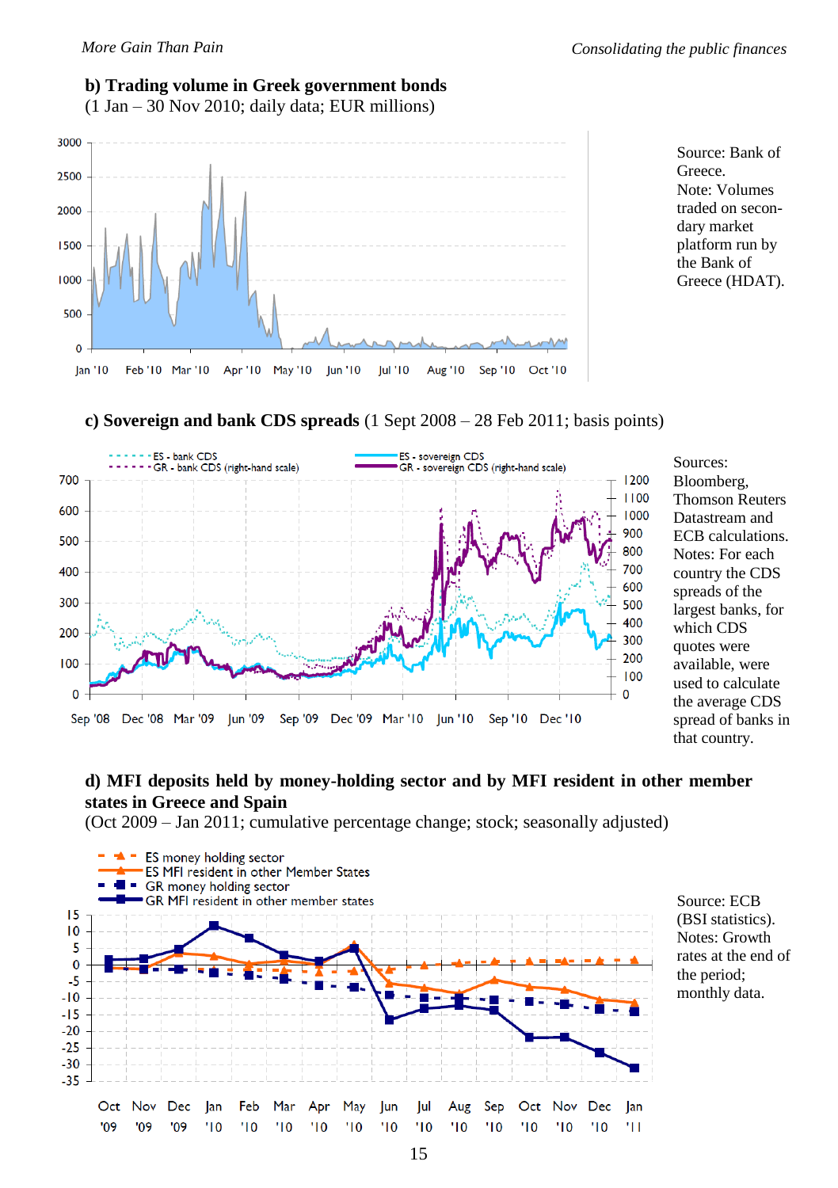**b) Trading volume in Greek government bonds**
(1 Jan – 30 Nov 2010; daily data; EUR millions)

Source: Bank of Greece.
Note: Volumes traded on secondary market platform run by the Bank of Greece (HDAT).

**c) Sovereign and bank CDS spreads** (1 Sept 2008 – 28 Feb 2011; basis points)

Sources: Bloomberg, Thomson Reuters Datastream and ECB calculations.
Notes: For each country the CDS spreads of the largest banks, for which CDS quotes were available, were used to calculate the average CDS spread of banks in that country.

**d) MFI deposits held by money-holding sector and by MFI resident in other member states in Greece and Spain**
(Oct 2009 – Jan 2011; cumulative percentage change; stock; seasonally adjusted)

Source: ECB (BSI statistics).
Notes: Growth rates at the end of the period; monthly data.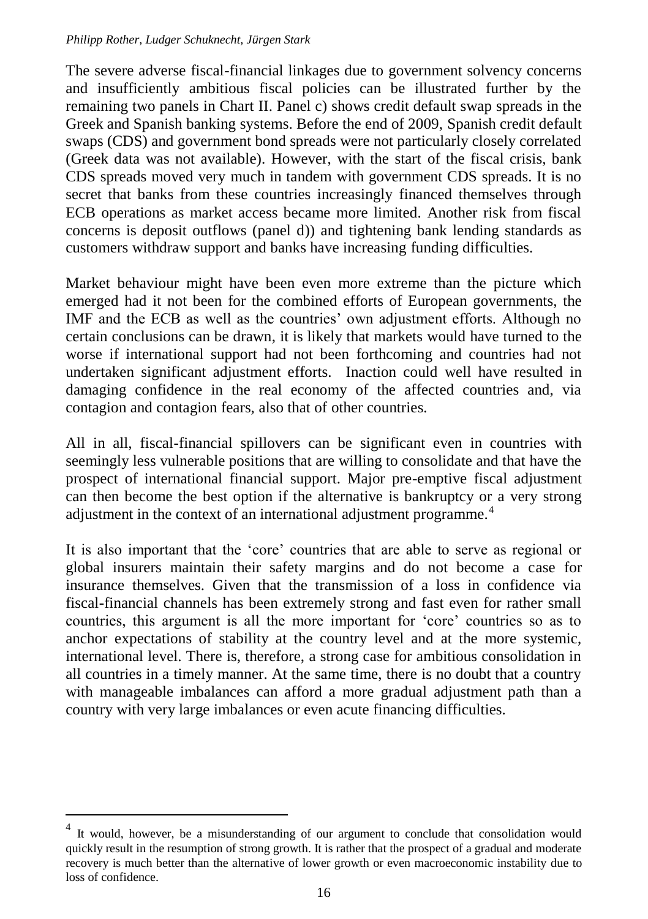The severe adverse fiscal-financial linkages due to government solvency concerns and insufficiently ambitious fiscal policies can be illustrated further by the remaining two panels in Chart II. Panel c) shows credit default swap spreads in the Greek and Spanish banking systems. Before the end of 2009, Spanish credit default swaps (CDS) and government bond spreads were not particularly closely correlated (Greek data was not available). However, with the start of the fiscal crisis, bank CDS spreads moved very much in tandem with government CDS spreads. It is no secret that banks from these countries increasingly financed themselves through ECB operations as market access became more limited. Another risk from fiscal concerns is deposit outflows (panel d)) and tightening bank lending standards as customers withdraw support and banks have increasing funding difficulties.

Market behaviour might have been even more extreme than the picture which emerged had it not been for the combined efforts of European governments, the IMF and the ECB as well as the countries' own adjustment efforts. Although no certain conclusions can be drawn, it is likely that markets would have turned to the worse if international support had not been forthcoming and countries had not undertaken significant adjustment efforts. Inaction could well have resulted in damaging confidence in the real economy of the affected countries and, via contagion and contagion fears, also that of other countries.

All in all, fiscal-financial spillovers can be significant even in countries with seemingly less vulnerable positions that are willing to consolidate and that have the prospect of international financial support. Major pre-emptive fiscal adjustment can then become the best option if the alternative is bankruptcy or a very strong adjustment in the context of an international adjustment programme.[4]

It is also important that the 'core' countries that are able to serve as regional or global insurers maintain their safety margins and do not become a case for insurance themselves. Given that the transmission of a loss in confidence via fiscal-financial channels has been extremely strong and fast even for rather small countries, this argument is all the more important for 'core' countries so as to anchor expectations of stability at the country level and at the more systemic, international level. There is, therefore, a strong case for ambitious consolidation in all countries in a timely manner. At the same time, there is no doubt that a country with manageable imbalances can afford a more gradual adjustment path than a country with very large imbalances or even acute financing difficulties.

---

[4] It would, however, be a misunderstanding of our argument to conclude that consolidation would quickly result in the resumption of strong growth. It is rather that the prospect of a gradual and moderate recovery is much better than the alternative of lower growth or even macroeconomic instability due to loss of confidence.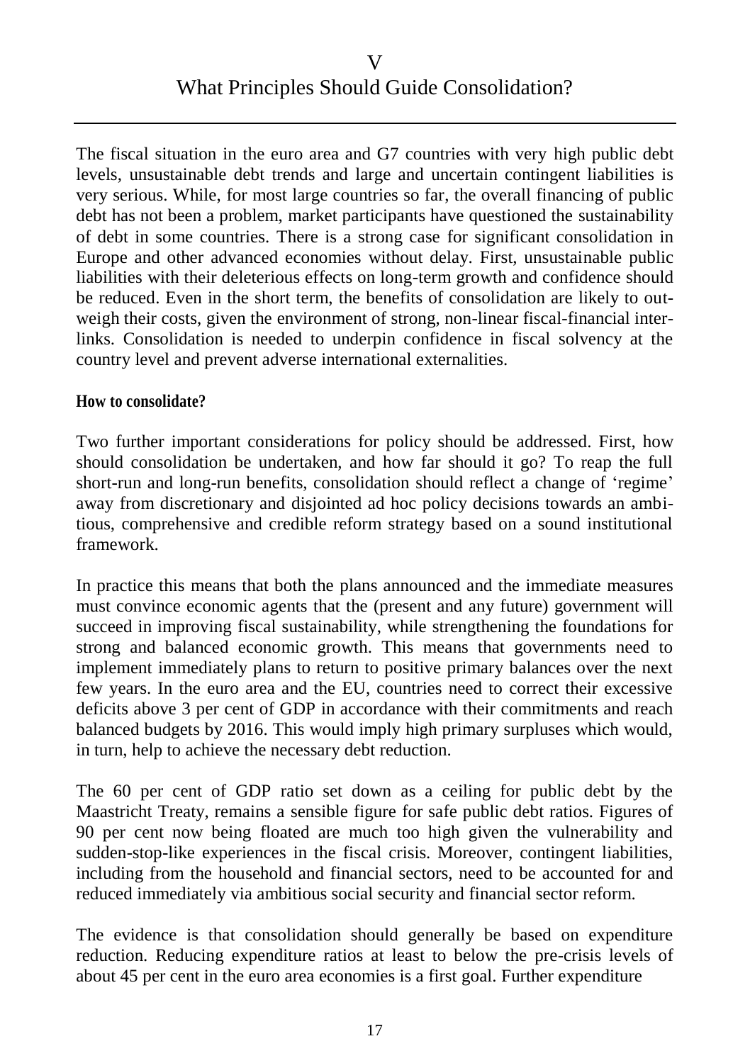# V
# What Principles Should Guide Consolidation?

The fiscal situation in the euro area and G7 countries with very high public debt levels, unsustainable debt trends and large and uncertain contingent liabilities is very serious. While, for most large countries so far, the overall financing of public debt has not been a problem, market participants have questioned the sustainability of debt in some countries. There is a strong case for significant consolidation in Europe and other advanced economies without delay. First, unsustainable public liabilities with their deleterious effects on long-term growth and confidence should be reduced. Even in the short term, the benefits of consolidation are likely to outweigh their costs, given the environment of strong, non-linear fiscal-financial interlinks. Consolidation is needed to underpin confidence in fiscal solvency at the country level and prevent adverse international externalities.

**How to consolidate?**

Two further important considerations for policy should be addressed. First, how should consolidation be undertaken, and how far should it go? To reap the full short-run and long-run benefits, consolidation should reflect a change of 'regime' away from discretionary and disjointed ad hoc policy decisions towards an ambitious, comprehensive and credible reform strategy based on a sound institutional framework.

In practice this means that both the plans announced and the immediate measures must convince economic agents that the (present and any future) government will succeed in improving fiscal sustainability, while strengthening the foundations for strong and balanced economic growth. This means that governments need to implement immediately plans to return to positive primary balances over the next few years. In the euro area and the EU, countries need to correct their excessive deficits above 3 per cent of GDP in accordance with their commitments and reach balanced budgets by 2016. This would imply high primary surpluses which would, in turn, help to achieve the necessary debt reduction.

The 60 per cent of GDP ratio set down as a ceiling for public debt by the Maastricht Treaty, remains a sensible figure for safe public debt ratios. Figures of 90 per cent now being floated are much too high given the vulnerability and sudden-stop-like experiences in the fiscal crisis. Moreover, contingent liabilities, including from the household and financial sectors, need to be accounted for and reduced immediately via ambitious social security and financial sector reform.

The evidence is that consolidation should generally be based on expenditure reduction. Reducing expenditure ratios at least to below the pre-crisis levels of about 45 per cent in the euro area economies is a first goal. Further expenditure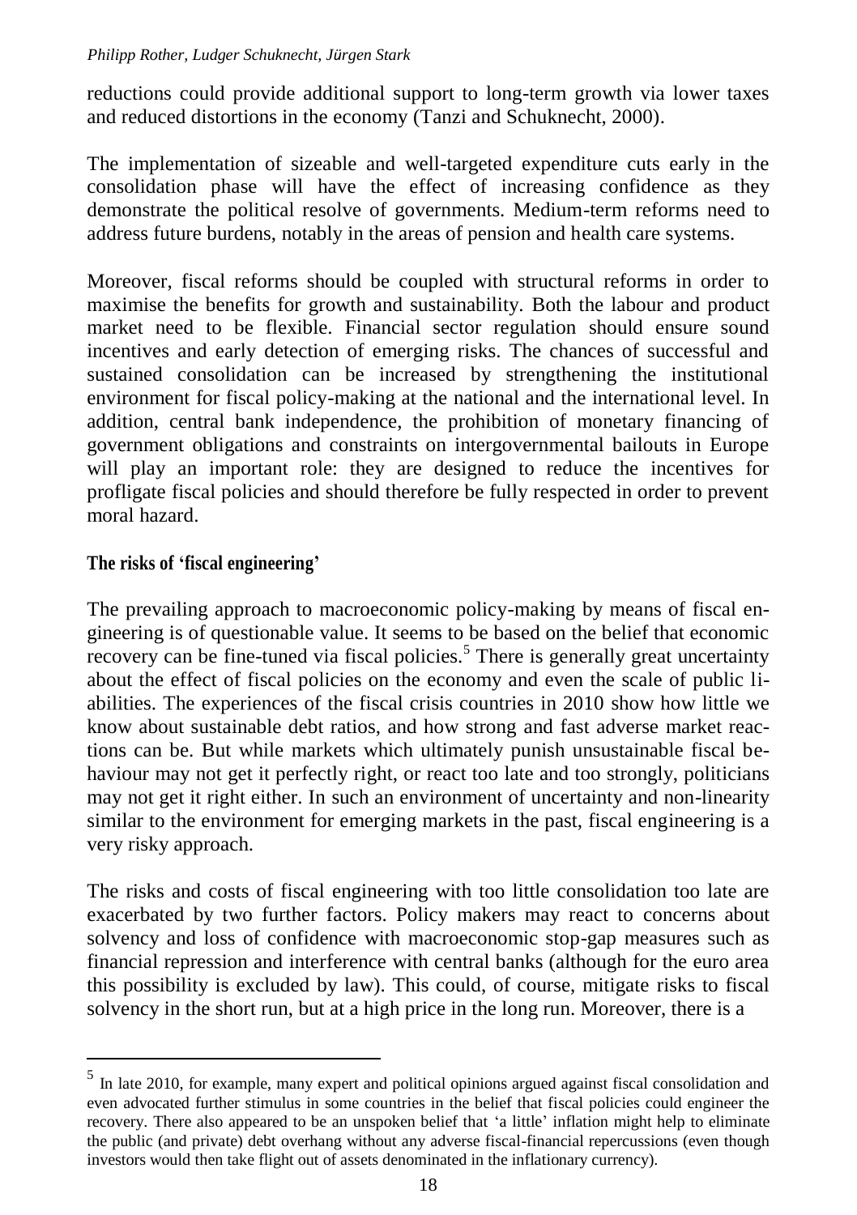reductions could provide additional support to long-term growth via lower taxes and reduced distortions in the economy (Tanzi and Schuknecht, 2000).

The implementation of sizeable and well-targeted expenditure cuts early in the consolidation phase will have the effect of increasing confidence as they demonstrate the political resolve of governments. Medium-term reforms need to address future burdens, notably in the areas of pension and health care systems.

Moreover, fiscal reforms should be coupled with structural reforms in order to maximise the benefits for growth and sustainability. Both the labour and product market need to be flexible. Financial sector regulation should ensure sound incentives and early detection of emerging risks. The chances of successful and sustained consolidation can be increased by strengthening the institutional environment for fiscal policy-making at the national and the international level. In addition, central bank independence, the prohibition of monetary financing of government obligations and constraints on intergovernmental bailouts in Europe will play an important role: they are designed to reduce the incentives for profligate fiscal policies and should therefore be fully respected in order to prevent moral hazard.

### The risks of 'fiscal engineering'

The prevailing approach to macroeconomic policy-making by means of fiscal engineering is of questionable value. It seems to be based on the belief that economic recovery can be fine-tuned via fiscal policies.[5] There is generally great uncertainty about the effect of fiscal policies on the economy and even the scale of public liabilities. The experiences of the fiscal crisis countries in 2010 show how little we know about sustainable debt ratios, and how strong and fast adverse market reactions can be. But while markets which ultimately punish unsustainable fiscal behaviour may not get it perfectly right, or react too late and too strongly, politicians may not get it right either. In such an environment of uncertainty and non-linearity similar to the environment for emerging markets in the past, fiscal engineering is a very risky approach.

The risks and costs of fiscal engineering with too little consolidation too late are exacerbated by two further factors. Policy makers may react to concerns about solvency and loss of confidence with macroeconomic stop-gap measures such as financial repression and interference with central banks (although for the euro area this possibility is excluded by law). This could, of course, mitigate risks to fiscal solvency in the short run, but at a high price in the long run. Moreover, there is a

[5] In late 2010, for example, many expert and political opinions argued against fiscal consolidation and even advocated further stimulus in some countries in the belief that fiscal policies could engineer the recovery. There also appeared to be an unspoken belief that 'a little' inflation might help to eliminate the public (and private) debt overhang without any adverse fiscal-financial repercussions (even though investors would then take flight out of assets denominated in the inflationary currency).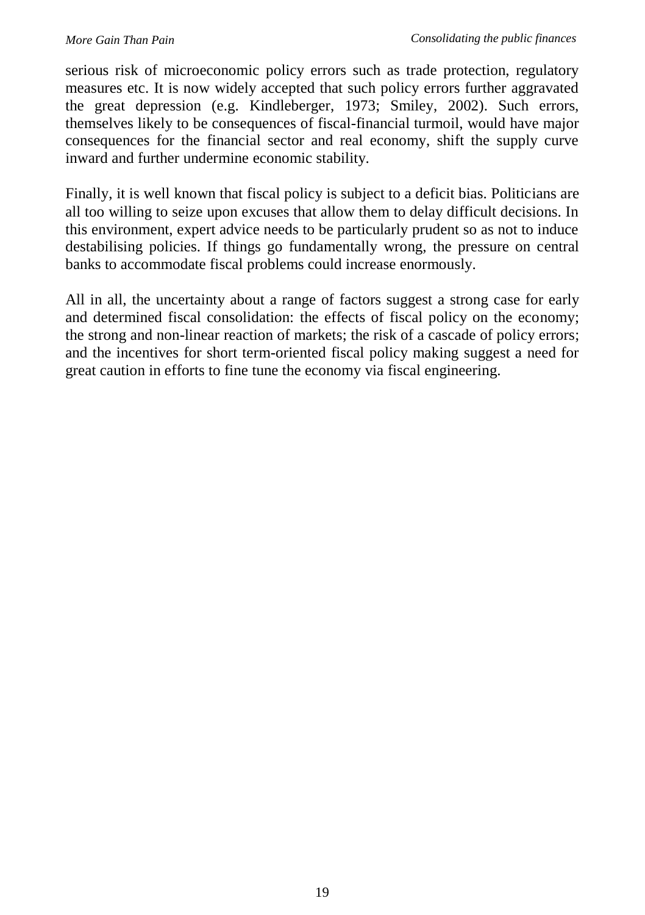serious risk of microeconomic policy errors such as trade protection, regulatory measures etc. It is now widely accepted that such policy errors further aggravated the great depression (e.g. Kindleberger, 1973; Smiley, 2002). Such errors, themselves likely to be consequences of fiscal-financial turmoil, would have major consequences for the financial sector and real economy, shift the supply curve inward and further undermine economic stability.

Finally, it is well known that fiscal policy is subject to a deficit bias. Politicians are all too willing to seize upon excuses that allow them to delay difficult decisions. In this environment, expert advice needs to be particularly prudent so as not to induce destabilising policies. If things go fundamentally wrong, the pressure on central banks to accommodate fiscal problems could increase enormously.

All in all, the uncertainty about a range of factors suggest a strong case for early and determined fiscal consolidation: the effects of fiscal policy on the economy; the strong and non-linear reaction of markets; the risk of a cascade of policy errors; and the incentives for short term-oriented fiscal policy making suggest a need for great caution in efforts to fine tune the economy via fiscal engineering.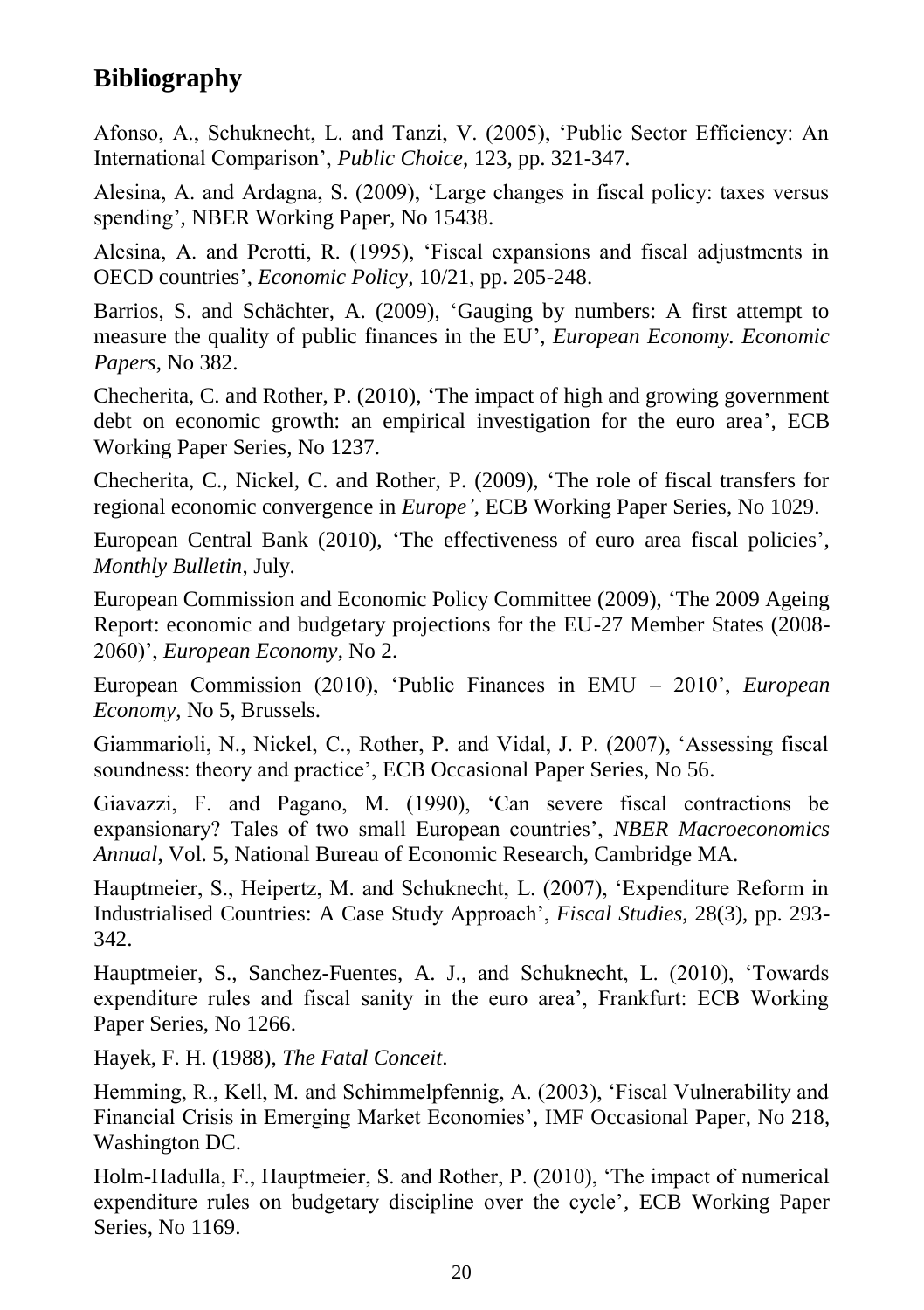## Bibliography

Afonso, A., Schuknecht, L. and Tanzi, V. (2005), 'Public Sector Efficiency: An International Comparison', *Public Choice*, 123, pp. 321-347.

Alesina, A. and Ardagna, S. (2009), 'Large changes in fiscal policy: taxes versus spending', NBER Working Paper, No 15438.

Alesina, A. and Perotti, R. (1995), 'Fiscal expansions and fiscal adjustments in OECD countries', *Economic Policy*, 10/21, pp. 205-248.

Barrios, S. and Schächter, A. (2009), 'Gauging by numbers: A first attempt to measure the quality of public finances in the EU', *European Economy. Economic Papers*, No 382.

Checherita, C. and Rother, P. (2010), 'The impact of high and growing government debt on economic growth: an empirical investigation for the euro area', ECB Working Paper Series, No 1237.

Checherita, C., Nickel, C. and Rother, P. (2009), 'The role of fiscal transfers for regional economic convergence in *Europe'*, ECB Working Paper Series, No 1029.

European Central Bank (2010), 'The effectiveness of euro area fiscal policies', *Monthly Bulletin*, July.

European Commission and Economic Policy Committee (2009), 'The 2009 Ageing Report: economic and budgetary projections for the EU-27 Member States (2008-2060)', *European Economy*, No 2.

European Commission (2010), 'Public Finances in EMU – 2010', *European Economy*, No 5, Brussels.

Giammarioli, N., Nickel, C., Rother, P. and Vidal, J. P. (2007), 'Assessing fiscal soundness: theory and practice', ECB Occasional Paper Series, No 56.

Giavazzi, F. and Pagano, M. (1990), 'Can severe fiscal contractions be expansionary? Tales of two small European countries', *NBER Macroeconomics Annual*, Vol. 5, National Bureau of Economic Research, Cambridge MA.

Hauptmeier, S., Heipertz, M. and Schuknecht, L. (2007), 'Expenditure Reform in Industrialised Countries: A Case Study Approach', *Fiscal Studies*, 28(3), pp. 293-342.

Hauptmeier, S., Sanchez-Fuentes, A. J., and Schuknecht, L. (2010), 'Towards expenditure rules and fiscal sanity in the euro area', Frankfurt: ECB Working Paper Series, No 1266.

Hayek, F. H. (1988), *The Fatal Conceit*.

Hemming, R., Kell, M. and Schimmelpfennig, A. (2003), 'Fiscal Vulnerability and Financial Crisis in Emerging Market Economies', IMF Occasional Paper, No 218, Washington DC.

Holm-Hadulla, F., Hauptmeier, S. and Rother, P. (2010), 'The impact of numerical expenditure rules on budgetary discipline over the cycle', ECB Working Paper Series, No 1169.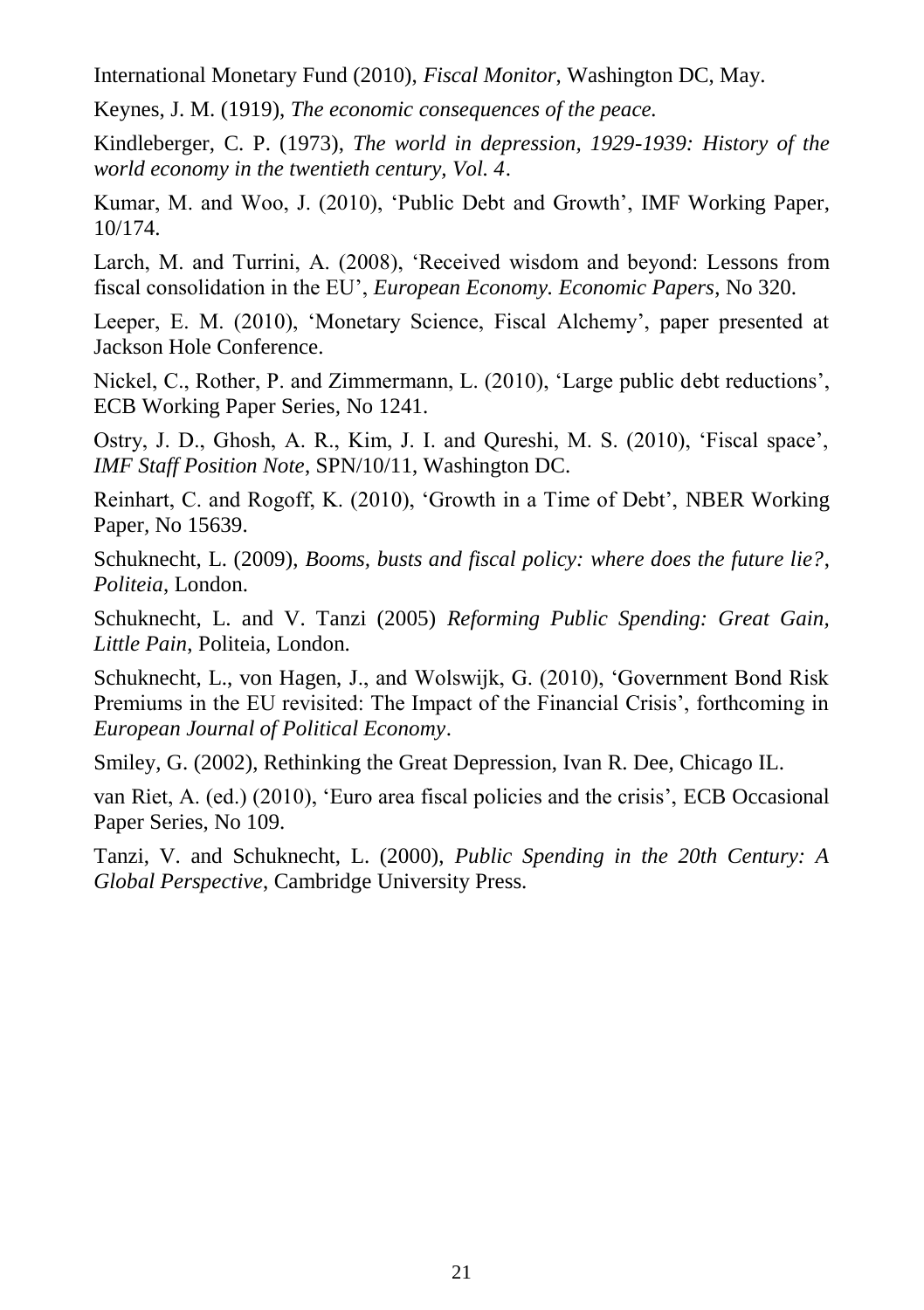International Monetary Fund (2010), *Fiscal Monitor*, Washington DC, May.

Keynes, J. M. (1919), *The economic consequences of the peace.*

Kindleberger, C. P. (1973), *The world in depression, 1929-1939: History of the world economy in the twentieth century, Vol. 4*.

Kumar, M. and Woo, J. (2010), 'Public Debt and Growth', IMF Working Paper, 10/174.

Larch, M. and Turrini, A. (2008), 'Received wisdom and beyond: Lessons from fiscal consolidation in the EU', *European Economy. Economic Papers*, No 320.

Leeper, E. M. (2010), 'Monetary Science, Fiscal Alchemy', paper presented at Jackson Hole Conference.

Nickel, C., Rother, P. and Zimmermann, L. (2010), 'Large public debt reductions', ECB Working Paper Series, No 1241.

Ostry, J. D., Ghosh, A. R., Kim, J. I. and Qureshi, M. S. (2010), 'Fiscal space', *IMF Staff Position Note*, SPN/10/11, Washington DC.

Reinhart, C. and Rogoff, K. (2010), 'Growth in a Time of Debt', NBER Working Paper, No 15639.

Schuknecht, L. (2009), *Booms, busts and fiscal policy: where does the future lie?*, *Politeia*, London.

Schuknecht, L. and V. Tanzi (2005) *Reforming Public Spending: Great Gain, Little Pain*, Politeia, London.

Schuknecht, L., von Hagen, J., and Wolswijk, G. (2010), 'Government Bond Risk Premiums in the EU revisited: The Impact of the Financial Crisis', forthcoming in *European Journal of Political Economy*.

Smiley, G. (2002), Rethinking the Great Depression, Ivan R. Dee, Chicago IL.

van Riet, A. (ed.) (2010), 'Euro area fiscal policies and the crisis', ECB Occasional Paper Series, No 109.

Tanzi, V. and Schuknecht, L. (2000), *Public Spending in the 20th Century: A Global Perspective*, Cambridge University Press.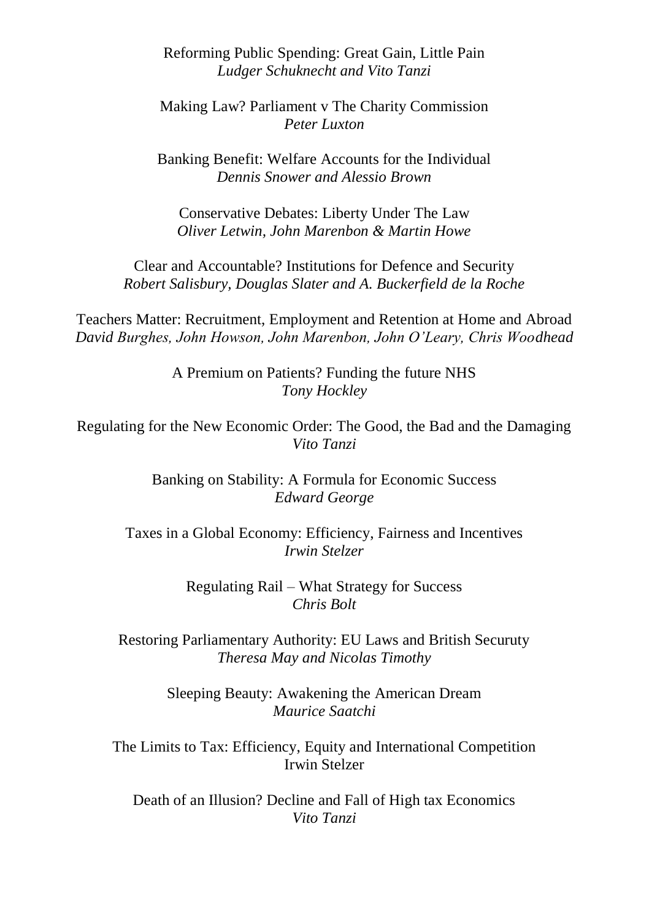Reforming Public Spending: Great Gain, Little Pain
*Ludger Schuknecht and Vito Tanzi*

Making Law? Parliament v The Charity Commission
*Peter Luxton*

Banking Benefit: Welfare Accounts for the Individual
*Dennis Snower and Alessio Brown*

Conservative Debates: Liberty Under The Law
*Oliver Letwin, John Marenbon & Martin Howe*

Clear and Accountable? Institutions for Defence and Security
*Robert Salisbury, Douglas Slater and A. Buckerfield de la Roche*

Teachers Matter: Recruitment, Employment and Retention at Home and Abroad
*David Burghes, John Howson, John Marenbon, John O'Leary, Chris Woodhead*

A Premium on Patients? Funding the future NHS
*Tony Hockley*

Regulating for the New Economic Order: The Good, the Bad and the Damaging
*Vito Tanzi*

Banking on Stability: A Formula for Economic Success
*Edward George*

Taxes in a Global Economy: Efficiency, Fairness and Incentives
*Irwin Stelzer*

Regulating Rail – What Strategy for Success
*Chris Bolt*

Restoring Parliamentary Authority: EU Laws and British Securuty
*Theresa May and Nicolas Timothy*

Sleeping Beauty: Awakening the American Dream
*Maurice Saatchi*

The Limits to Tax: Efficiency, Equity and International Competition
Irwin Stelzer

Death of an Illusion? Decline and Fall of High tax Economics
*Vito Tanzi*